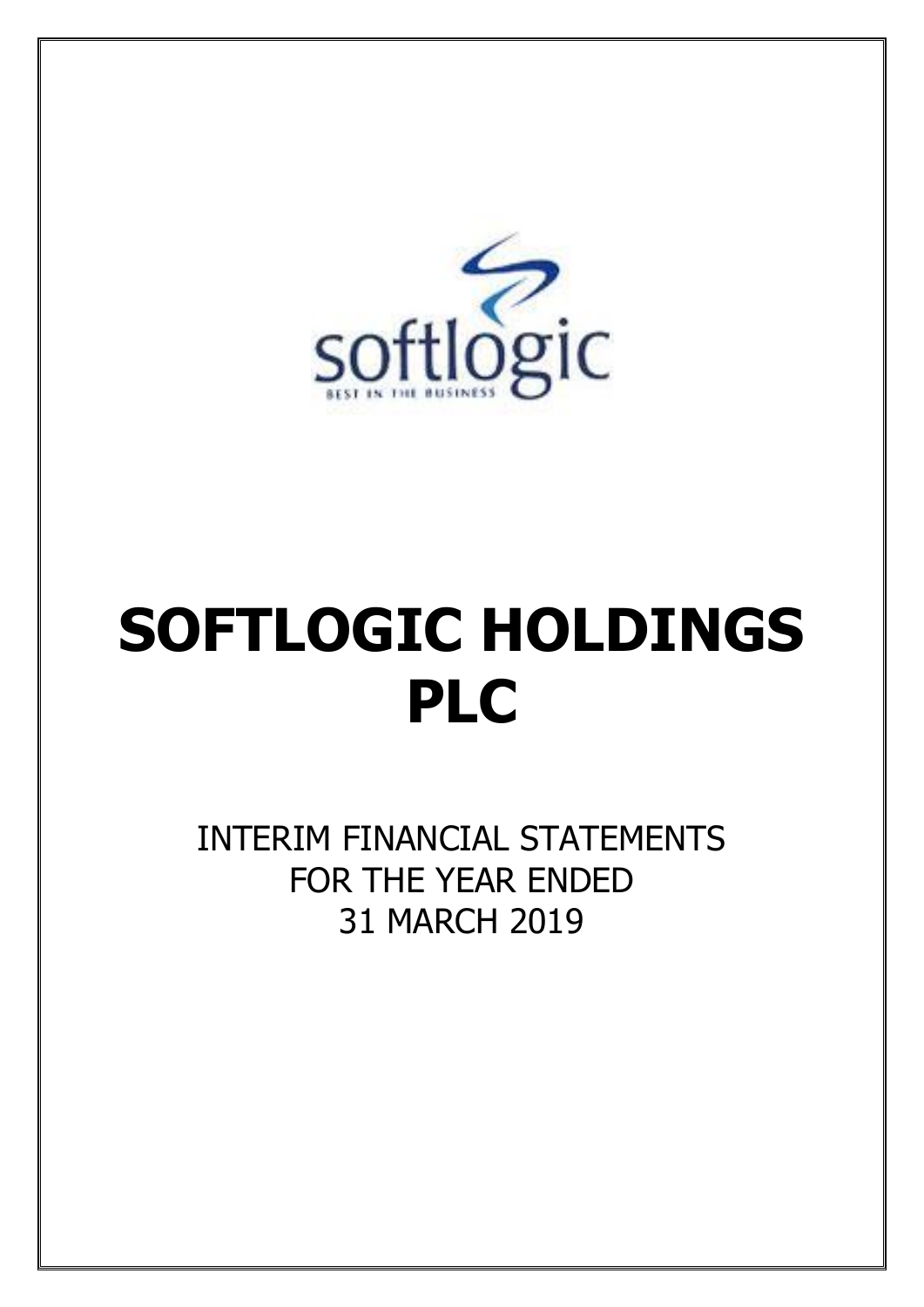# SOFTLOGIC HOLDINGS PLC

INTERIM FINANCIAL STATEMENTS
FOR THE YEAR ENDED
31 MARCH 2019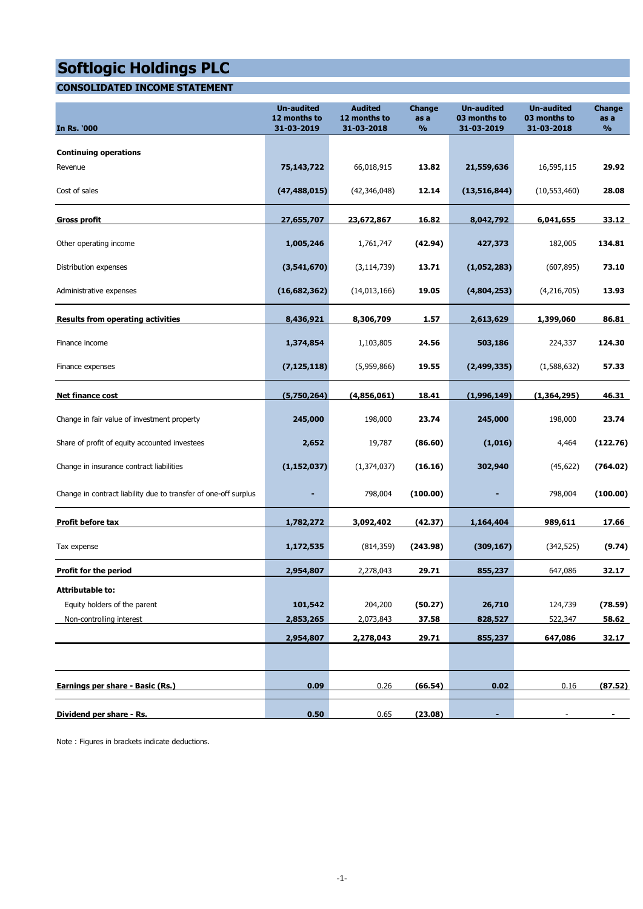# Softlogic Holdings PLC

## CONSOLIDATED INCOME STATEMENT

| In Rs. '000 | Un-audited 12 months to 31-03-2019 | Audited 12 months to 31-03-2018 | Change as a % | Un-audited 03 months to 31-03-2019 | Un-audited 03 months to 31-03-2018 | Change as a % |
|---|---|---|---|---|---|---|
| **Continuing operations** | | | | | | |
| Revenue | **75,143,722** | 66,018,915 | **13.82** | **21,559,636** | 16,595,115 | **29.92** |
| Cost of sales | **(47,488,015)** | (42,346,048) | **12.14** | **(13,516,844)** | (10,553,460) | **28.08** |
| **Gross profit** | **27,655,707** | **23,672,867** | **16.82** | **8,042,792** | **6,041,655** | **33.12** |
| Other operating income | **1,005,246** | 1,761,747 | **(42.94)** | **427,373** | 182,005 | **134.81** |
| Distribution expenses | **(3,541,670)** | (3,114,739) | **13.71** | **(1,052,283)** | (607,895) | **73.10** |
| Administrative expenses | **(16,682,362)** | (14,013,166) | **19.05** | **(4,804,253)** | (4,216,705) | **13.93** |
| **Results from operating activities** | **8,436,921** | **8,306,709** | **1.57** | **2,613,629** | **1,399,060** | **86.81** |
| Finance income | **1,374,854** | 1,103,805 | **24.56** | **503,186** | 224,337 | **124.30** |
| Finance expenses | **(7,125,118)** | (5,959,866) | **19.55** | **(2,499,335)** | (1,588,632) | **57.33** |
| **Net finance cost** | **(5,750,264)** | **(4,856,061)** | **18.41** | **(1,996,149)** | **(1,364,295)** | **46.31** |
| Change in fair value of investment property | **245,000** | 198,000 | **23.74** | **245,000** | 198,000 | **23.74** |
| Share of profit of equity accounted investees | **2,652** | 19,787 | **(86.60)** | **(1,016)** | 4,464 | **(122.76)** |
| Change in insurance contract liabilities | **(1,152,037)** | (1,374,037) | **(16.16)** | **302,940** | (45,622) | **(764.02)** |
| Change in contract liability due to transfer of one-off surplus | **-** | 798,004 | **(100.00)** | **-** | 798,004 | **(100.00)** |
| **Profit before tax** | **1,782,272** | **3,092,402** | **(42.37)** | **1,164,404** | **989,611** | **17.66** |
| Tax expense | **1,172,535** | (814,359) | **(243.98)** | **(309,167)** | (342,525) | **(9.74)** |
| **Profit for the period** | **2,954,807** | 2,278,043 | **29.71** | **855,237** | 647,086 | **32.17** |
| **Attributable to:** | | | | | | |
| Equity holders of the parent | **101,542** | 204,200 | **(50.27)** | **26,710** | 124,739 | **(78.59)** |
| Non-controlling interest | **2,853,265** | 2,073,843 | **37.58** | **828,527** | 522,347 | **58.62** |
| | **2,954,807** | **2,278,043** | **29.71** | **855,237** | **647,086** | **32.17** |
| **Earnings per share - Basic (Rs.)** | **0.09** | 0.26 | **(66.54)** | **0.02** | 0.16 | **(87.52)** |
| **Dividend per share - Rs.** | **0.50** | 0.65 | **(23.08)** | **-** | - | **-** |

Note : Figures in brackets indicate deductions.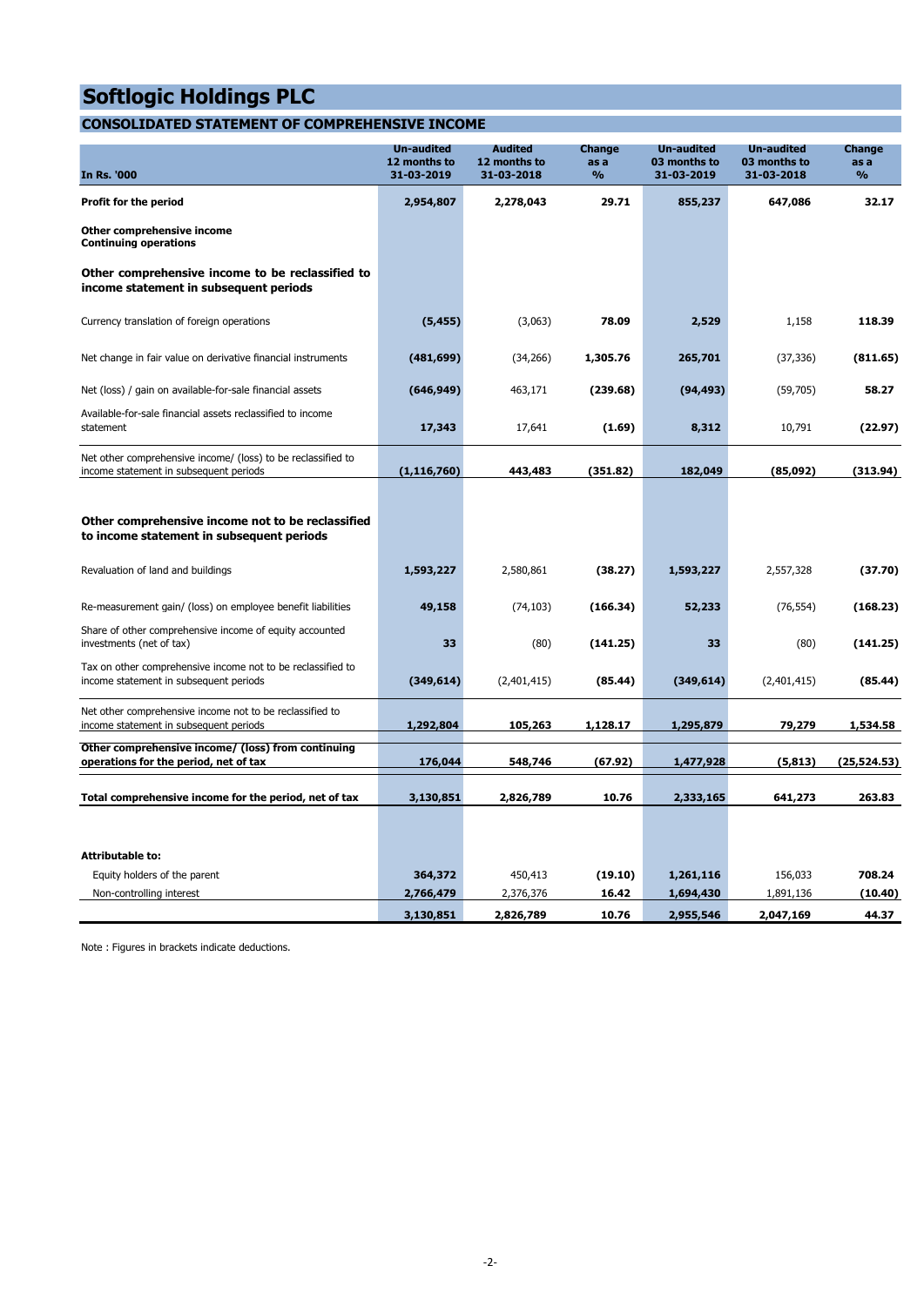# Softlogic Holdings PLC

## CONSOLIDATED STATEMENT OF COMPREHENSIVE INCOME

| In Rs. '000 | Un-audited 12 months to 31-03-2019 | Audited 12 months to 31-03-2018 | Change as a % | Un-audited 03 months to 31-03-2019 | Un-audited 03 months to 31-03-2018 | Change as a % |
|---|---|---|---|---|---|---|
| **Profit for the period** | **2,954,807** | **2,278,043** | **29.71** | **855,237** | **647,086** | **32.17** |
| **Other comprehensive income** | | | | | | |
| **Continuing operations** | | | | | | |
| **Other comprehensive income to be reclassified to income statement in subsequent periods** | | | | | | |
| Currency translation of foreign operations | **(5,455)** | (3,063) | **78.09** | **2,529** | 1,158 | **118.39** |
| Net change in fair value on derivative financial instruments | **(481,699)** | (34,266) | **1,305.76** | **265,701** | (37,336) | **(811.65)** |
| Net (loss) / gain on available-for-sale financial assets | **(646,949)** | 463,171 | **(239.68)** | **(94,493)** | (59,705) | **58.27** |
| Available-for-sale financial assets reclassified to income statement | **17,343** | 17,641 | **(1.69)** | **8,312** | 10,791 | **(22.97)** |
| Net other comprehensive income/ (loss) to be reclassified to income statement in subsequent periods | **(1,116,760)** | **443,483** | **(351.82)** | **182,049** | **(85,092)** | **(313.94)** |
| **Other comprehensive income not to be reclassified to income statement in subsequent periods** | | | | | | |
| Revaluation of land and buildings | **1,593,227** | 2,580,861 | **(38.27)** | **1,593,227** | 2,557,328 | **(37.70)** |
| Re-measurement gain/ (loss) on employee benefit liabilities | **49,158** | (74,103) | **(166.34)** | **52,233** | (76,554) | **(168.23)** |
| Share of other comprehensive income of equity accounted investments (net of tax) | **33** | (80) | **(141.25)** | **33** | (80) | **(141.25)** |
| Tax on other comprehensive income not to be reclassified to income statement in subsequent periods | **(349,614)** | (2,401,415) | **(85.44)** | **(349,614)** | (2,401,415) | **(85.44)** |
| Net other comprehensive income not to be reclassified to income statement in subsequent periods | **1,292,804** | **105,263** | **1,128.17** | **1,295,879** | **79,279** | **1,534.58** |
| **Other comprehensive income/ (loss) from continuing operations for the period, net of tax** | **176,044** | **548,746** | **(67.92)** | **1,477,928** | **(5,813)** | **(25,524.53)** |
| **Total comprehensive income for the period, net of tax** | **3,130,851** | **2,826,789** | **10.76** | **2,333,165** | **641,273** | **263.83** |
| **Attributable to:** | | | | | | |
| Equity holders of the parent | **364,372** | 450,413 | **(19.10)** | **1,261,116** | 156,033 | **708.24** |
| Non-controlling interest | **2,766,479** | 2,376,376 | **16.42** | **1,694,430** | 1,891,136 | **(10.40)** |
| | **3,130,851** | **2,826,789** | **10.76** | **2,955,546** | **2,047,169** | **44.37** |

Note : Figures in brackets indicate deductions.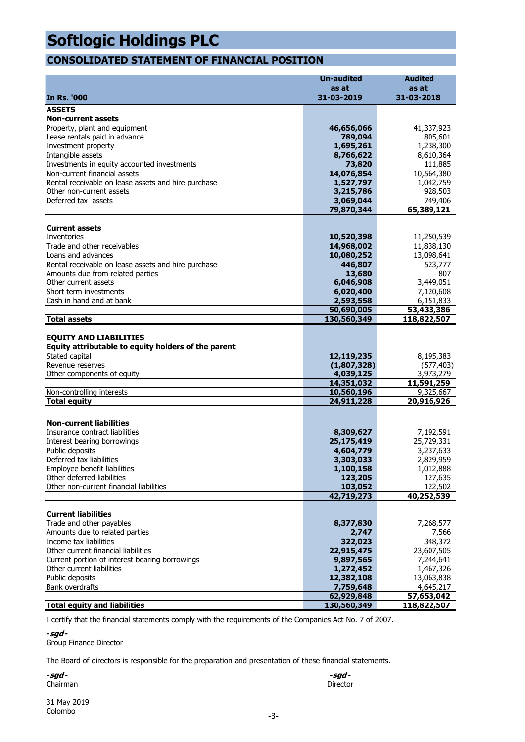# Softlogic Holdings PLC

## CONSOLIDATED STATEMENT OF FINANCIAL POSITION

| In Rs. '000 | Un-audited as at 31-03-2019 | Audited as at 31-03-2018 |
|---|---|---|
| **ASSETS** | | |
| **Non-current assets** | | |
| Property, plant and equipment | **46,656,066** | 41,337,923 |
| Lease rentals paid in advance | **789,094** | 805,601 |
| Investment property | **1,695,261** | 1,238,300 |
| Intangible assets | **8,766,622** | 8,610,364 |
| Investments in equity accounted investments | **73,820** | 111,885 |
| Non-current financial assets | **14,076,854** | 10,564,380 |
| Rental receivable on lease assets and hire purchase | **1,527,797** | 1,042,759 |
| Other non-current assets | **3,215,786** | 928,503 |
| Deferred tax assets | **3,069,044** | 749,406 |
| | **79,870,344** | **65,389,121** |
| **Current assets** | | |
| Inventories | **10,520,398** | 11,250,539 |
| Trade and other receivables | **14,968,002** | 11,838,130 |
| Loans and advances | **10,080,252** | 13,098,641 |
| Rental receivable on lease assets and hire purchase | **446,807** | 523,777 |
| Amounts due from related parties | **13,680** | 807 |
| Other current assets | **6,046,908** | 3,449,051 |
| Short term investments | **6,020,400** | 7,120,608 |
| Cash in hand and at bank | **2,593,558** | 6,151,833 |
| | **50,690,005** | **53,433,386** |
| **Total assets** | **130,560,349** | **118,822,507** |
| **EQUITY AND LIABILITIES** | | |
| **Equity attributable to equity holders of the parent** | | |
| Stated capital | **12,119,235** | 8,195,383 |
| Revenue reserves | **(1,807,328)** | (577,403) |
| Other components of equity | **4,039,125** | 3,973,279 |
| | **14,351,032** | **11,591,259** |
| Non-controlling interests | **10,560,196** | 9,325,667 |
| **Total equity** | **24,911,228** | **20,916,926** |
| **Non-current liabilities** | | |
| Insurance contract liabilities | **8,309,627** | 7,192,591 |
| Interest bearing borrowings | **25,175,419** | 25,729,331 |
| Public deposits | **4,604,779** | 3,237,633 |
| Deferred tax liabilities | **3,303,033** | 2,829,959 |
| Employee benefit liabilities | **1,100,158** | 1,012,888 |
| Other deferred liabilities | **123,205** | 127,635 |
| Other non-current financial liabilities | **103,052** | 122,502 |
| | **42,719,273** | **40,252,539** |
| **Current liabilities** | | |
| Trade and other payables | **8,377,830** | 7,268,577 |
| Amounts due to related parties | **2,747** | 7,566 |
| Income tax liabilities | **322,023** | 348,372 |
| Other current financial liabilities | **22,915,475** | 23,607,505 |
| Current portion of interest bearing borrowings | **9,897,565** | 7,244,641 |
| Other current liabilities | **1,272,452** | 1,467,326 |
| Public deposits | **12,382,108** | 13,063,838 |
| Bank overdrafts | **7,759,648** | 4,645,217 |
| | **62,929,848** | **57,653,042** |
| **Total equity and liabilities** | **130,560,349** | **118,822,507** |

I certify that the financial statements comply with the requirements of the Companies Act No. 7 of 2007.

***-sgd-***
Group Finance Director

The Board of directors is responsible for the preparation and presentation of these financial statements.

***-sgd-***
Chairman

***-sgd-***
Director

31 May 2019
Colombo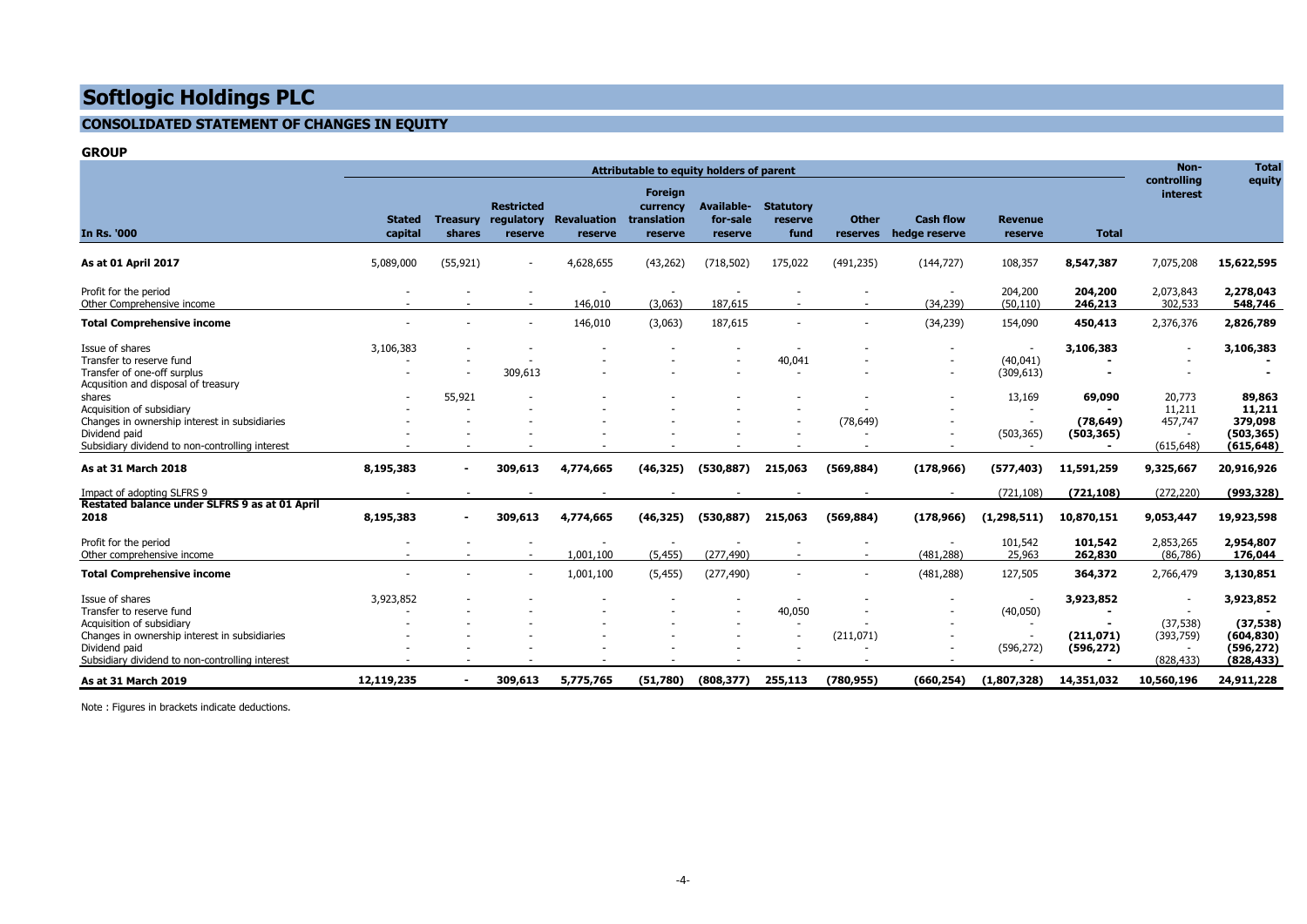# Softlogic Holdings PLC

## CONSOLIDATED STATEMENT OF CHANGES IN EQUITY

### GROUP

| In Rs. '000 | Attributable to equity holders of parent | | | | | | | | | | | Non-controlling interest | Total equity |
|---|---|---|---|---|---|---|---|---|---|---|---|---|---|
| | Stated capital | Treasury shares | Restricted regulatory reserve | Revaluation reserve | Foreign currency translation reserve | Available-for-sale reserve | Statutory reserve fund | Other reserves | Cash flow hedge reserve | Revenue reserve | Total | | |
| **As at 01 April 2017** | 5,089,000 | (55,921) | - | 4,628,655 | (43,262) | (718,502) | 175,022 | (491,235) | (144,727) | 108,357 | **8,547,387** | 7,075,208 | **15,622,595** |
| Profit for the period | - | - | - | - | - | - | - | - | - | 204,200 | **204,200** | 2,073,843 | **2,278,043** |
| Other Comprehensive income | - | - | - | 146,010 | (3,063) | 187,615 | - | - | (34,239) | (50,110) | **246,213** | 302,533 | **548,746** |
| **Total Comprehensive income** | - | - | - | 146,010 | (3,063) | 187,615 | - | - | (34,239) | 154,090 | **450,413** | 2,376,376 | **2,826,789** |
| Issue of shares | 3,106,383 | - | - | - | - | - | - | - | - | - | **3,106,383** | - | **3,106,383** |
| Transfer to reserve fund | - | - | - | - | - | - | 40,041 | - | - | (40,041) | **-** | - | **-** |
| Transfer of one-off surplus | - | - | 309,613 | - | - | - | - | - | - | (309,613) | **-** | - | **-** |
| Acqusition and disposal of treasury shares | - | 55,921 | - | - | - | - | - | - | - | 13,169 | **69,090** | 20,773 | **89,863** |
| Acquisition of subsidiary | - | - | - | - | - | - | - | - | - | - | **-** | 11,211 | **11,211** |
| Changes in ownership interest in subsidiaries | - | - | - | - | - | - | - | (78,649) | - | - | **(78,649)** | 457,747 | **379,098** |
| Dividend paid | - | - | - | - | - | - | - | - | - | (503,365) | **(503,365)** | - | **(503,365)** |
| Subsidiary dividend to non-controlling interest | - | - | - | - | - | - | - | - | - | - | **-** | (615,648) | **(615,648)** |
| **As at 31 March 2018** | **8,195,383** | **-** | **309,613** | **4,774,665** | **(46,325)** | **(530,887)** | **215,063** | **(569,884)** | **(178,966)** | **(577,403)** | **11,591,259** | **9,325,667** | **20,916,926** |
| Impact of adopting SLFRS 9 | - | - | - | - | - | - | - | - | - | (721,108) | **(721,108)** | (272,220) | **(993,328)** |
| **Restated balance under SLFRS 9 as at 01 April 2018** | **8,195,383** | **-** | **309,613** | **4,774,665** | **(46,325)** | **(530,887)** | **215,063** | **(569,884)** | **(178,966)** | **(1,298,511)** | **10,870,151** | **9,053,447** | **19,923,598** |
| Profit for the period | - | - | - | - | - | - | - | - | - | 101,542 | **101,542** | 2,853,265 | **2,954,807** |
| Other comprehensive income | - | - | - | 1,001,100 | (5,455) | (277,490) | - | - | (481,288) | 25,963 | **262,830** | (86,786) | **176,044** |
| **Total Comprehensive income** | - | - | - | 1,001,100 | (5,455) | (277,490) | - | - | (481,288) | 127,505 | **364,372** | 2,766,479 | **3,130,851** |
| Issue of shares | 3,923,852 | - | - | - | - | - | - | - | - | - | **3,923,852** | - | **3,923,852** |
| Transfer to reserve fund | - | - | - | - | - | - | 40,050 | - | - | (40,050) | **-** | - | **-** |
| Acquisition of subsidiary | - | - | - | - | - | - | - | - | - | - | **-** | (37,538) | **(37,538)** |
| Changes in ownership interest in subsidiaries | - | - | - | - | - | - | - | (211,071) | - | - | **(211,071)** | (393,759) | **(604,830)** |
| Dividend paid | - | - | - | - | - | - | - | - | - | (596,272) | **(596,272)** | - | **(596,272)** |
| Subsidiary dividend to non-controlling interest | - | - | - | - | - | - | - | - | - | - | **-** | (828,433) | **(828,433)** |
| **As at 31 March 2019** | **12,119,235** | **-** | **309,613** | **5,775,765** | **(51,780)** | **(808,377)** | **255,113** | **(780,955)** | **(660,254)** | **(1,807,328)** | **14,351,032** | **10,560,196** | **24,911,228** |

Note : Figures in brackets indicate deductions.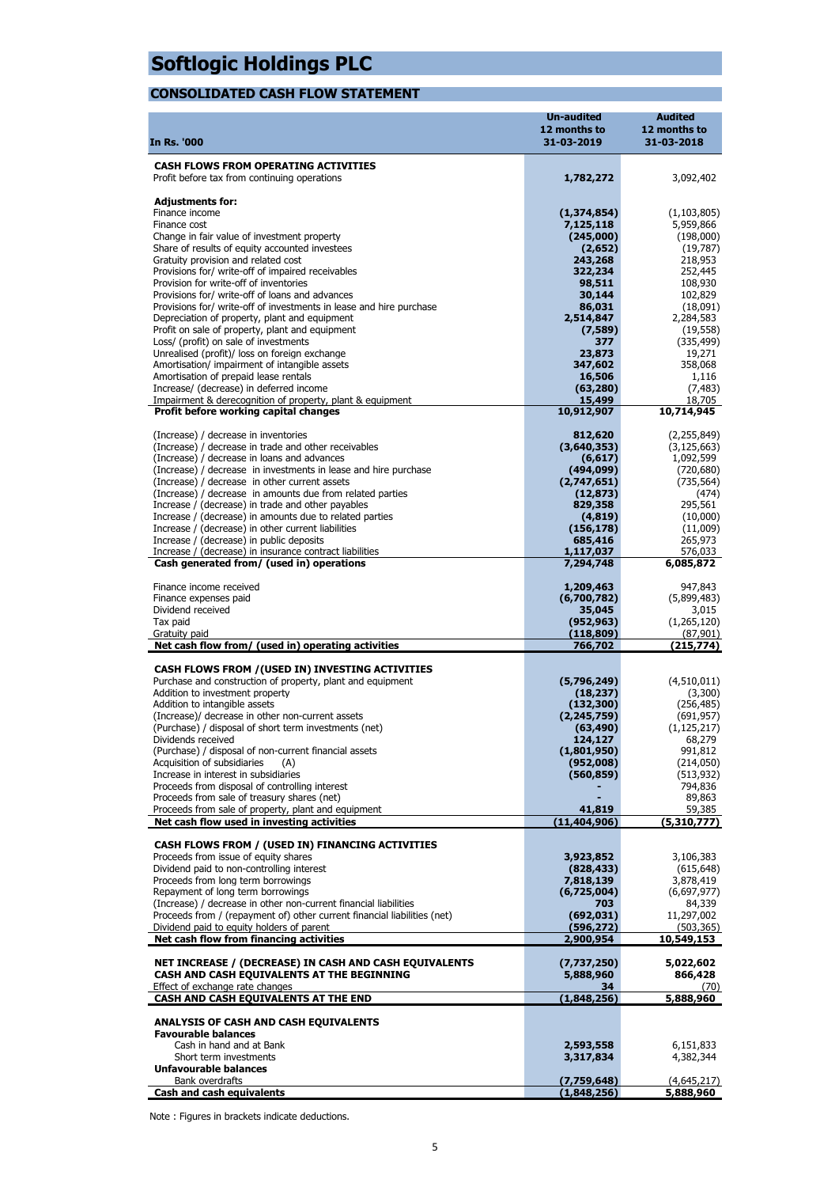# Softlogic Holdings PLC

## CONSOLIDATED CASH FLOW STATEMENT

| In Rs. '000 | Un-audited 12 months to 31-03-2019 | Audited 12 months to 31-03-2018 |
|---|---|---|
| **CASH FLOWS FROM OPERATING ACTIVITIES** | | |
| Profit before tax from continuing operations | **1,782,272** | 3,092,402 |
| **Adjustments for:** | | |
| Finance income | **(1,374,854)** | (1,103,805) |
| Finance cost | **7,125,118** | 5,959,866 |
| Change in fair value of investment property | **(245,000)** | (198,000) |
| Share of results of equity accounted investees | **(2,652)** | (19,787) |
| Gratuity provision and related cost | **243,268** | 218,953 |
| Provisions for/ write-off of impaired receivables | **322,234** | 252,445 |
| Provision for write-off of inventories | **98,511** | 108,930 |
| Provisions for/ write-off of loans and advances | **30,144** | 102,829 |
| Provisions for/ write-off of investments in lease and hire purchase | **86,031** | (18,091) |
| Depreciation of property, plant and equipment | **2,514,847** | 2,284,583 |
| Profit on sale of property, plant and equipment | **(7,589)** | (19,558) |
| Loss/ (profit) on sale of investments | **377** | (335,499) |
| Unrealised (profit)/ loss on foreign exchange | **23,873** | 19,271 |
| Amortisation/ impairment of intangible assets | **347,602** | 358,068 |
| Amortisation of prepaid lease rentals | **16,506** | 1,116 |
| Increase/ (decrease) in deferred income | **(63,280)** | (7,483) |
| Impairment & derecognition of property, plant & equipment | **15,499** | 18,705 |
| **Profit before working capital changes** | **10,912,907** | **10,714,945** |
| (Increase) / decrease in inventories | **812,620** | (2,255,849) |
| (Increase) / decrease in trade and other receivables | **(3,640,353)** | (3,125,663) |
| (Increase) / decrease in loans and advances | **(6,617)** | 1,092,599 |
| (Increase) / decrease in investments in lease and hire purchase | **(494,099)** | (720,680) |
| (Increase) / decrease in other current assets | **(2,747,651)** | (735,564) |
| (Increase) / decrease in amounts due from related parties | **(12,873)** | (474) |
| Increase / (decrease) in trade and other payables | **829,358** | 295,561 |
| Increase / (decrease) in amounts due to related parties | **(4,819)** | (10,000) |
| Increase / (decrease) in other current liabilities | **(156,178)** | (11,009) |
| Increase / (decrease) in public deposits | **685,416** | 265,973 |
| Increase / (decrease) in insurance contract liabilities | **1,117,037** | 576,033 |
| **Cash generated from/ (used in) operations** | **7,294,748** | **6,085,872** |
| Finance income received | **1,209,463** | 947,843 |
| Finance expenses paid | **(6,700,782)** | (5,899,483) |
| Dividend received | **35,045** | 3,015 |
| Tax paid | **(952,963)** | (1,265,120) |
| Gratuity paid | **(118,809)** | (87,901) |
| **Net cash flow from/ (used in) operating activities** | **766,702** | **(215,774)** |
| **CASH FLOWS FROM /(USED IN) INVESTING ACTIVITIES** | | |
| Purchase and construction of property, plant and equipment | **(5,796,249)** | (4,510,011) |
| Addition to investment property | **(18,237)** | (3,300) |
| Addition to intangible assets | **(132,300)** | (256,485) |
| (Increase)/ decrease in other non-current assets | **(2,245,759)** | (691,957) |
| (Purchase) / disposal of short term investments (net) | **(63,490)** | (1,125,217) |
| Dividends received | **124,127** | 68,279 |
| (Purchase) / disposal of non-current financial assets | **(1,801,950)** | 991,812 |
| Acquisition of subsidiaries (A) | **(952,008)** | (214,050) |
| Increase in interest in subsidiaries | **(560,859)** | (513,932) |
| Proceeds from disposal of controlling interest | **-** | 794,836 |
| Proceeds from sale of treasury shares (net) | **-** | 89,863 |
| Proceeds from sale of property, plant and equipment | **41,819** | 59,385 |
| **Net cash flow used in investing activities** | **(11,404,906)** | **(5,310,777)** |
| **CASH FLOWS FROM / (USED IN) FINANCING ACTIVITIES** | | |
| Proceeds from issue of equity shares | **3,923,852** | 3,106,383 |
| Dividend paid to non-controlling interest | **(828,433)** | (615,648) |
| Proceeds from long term borrowings | **7,818,139** | 3,878,419 |
| Repayment of long term borrowings | **(6,725,004)** | (6,697,977) |
| (Increase) / decrease in other non-current financial liabilities | **703** | 84,339 |
| Proceeds from / (repayment of) other current financial liabilities (net) | **(692,031)** | 11,297,002 |
| Dividend paid to equity holders of parent | **(596,272)** | (503,365) |
| **Net cash flow from financing activities** | **2,900,954** | **10,549,153** |
| **NET INCREASE / (DECREASE) IN CASH AND CASH EQUIVALENTS** | **(7,737,250)** | **5,022,602** |
| **CASH AND CASH EQUIVALENTS AT THE BEGINNING** | **5,888,960** | **866,428** |
| Effect of exchange rate changes | **34** | (70) |
| **CASH AND CASH EQUIVALENTS AT THE END** | **(1,848,256)** | **5,888,960** |
| **ANALYSIS OF CASH AND CASH EQUIVALENTS** | | |
| **Favourable balances** | | |
| Cash in hand and at Bank | **2,593,558** | 6,151,833 |
| Short term investments | **3,317,834** | 4,382,344 |
| **Unfavourable balances** | | |
| Bank overdrafts | **(7,759,648)** | (4,645,217) |
| **Cash and cash equivalents** | **(1,848,256)** | **5,888,960** |

Note : Figures in brackets indicate deductions.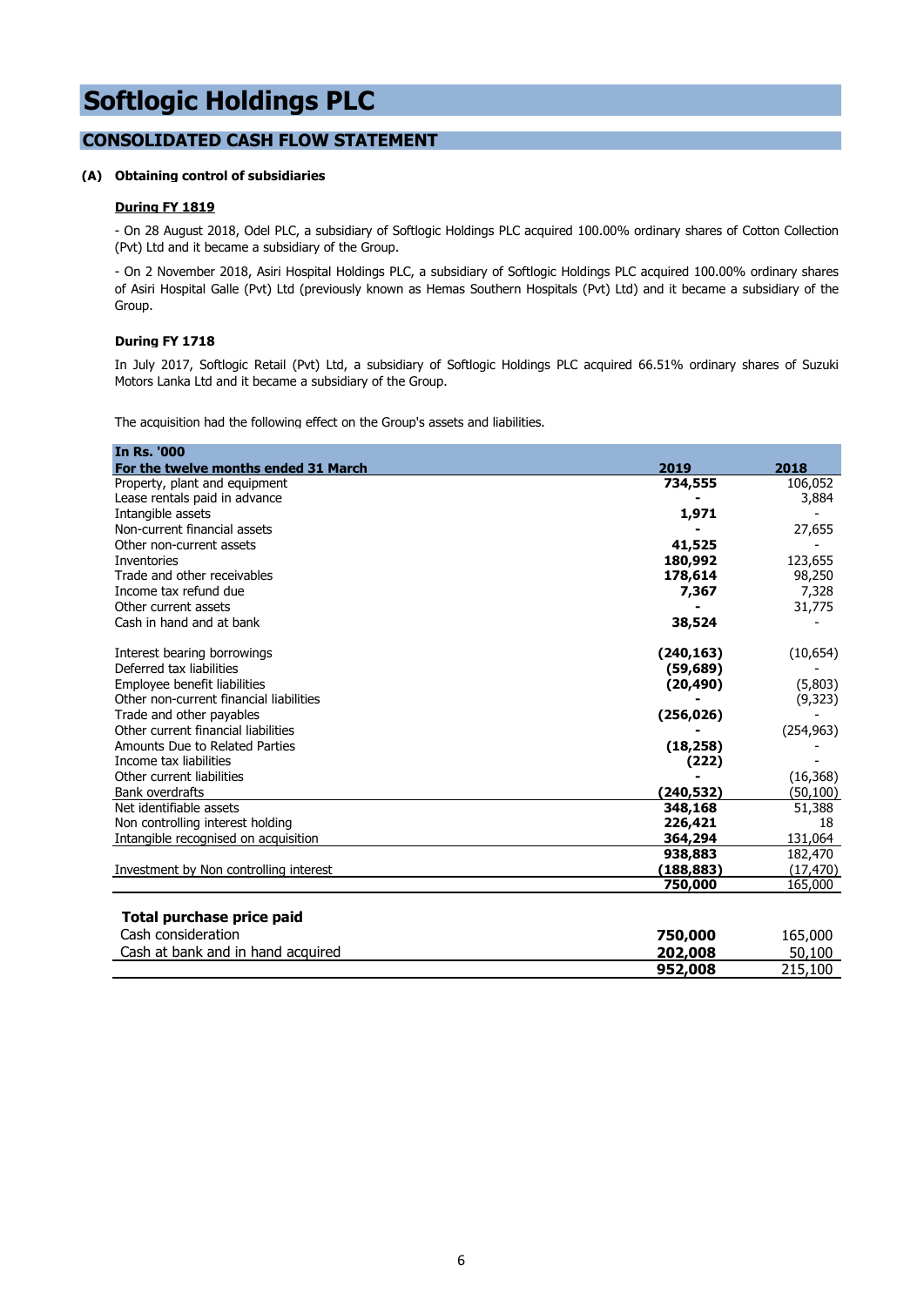# Softlogic Holdings PLC

## CONSOLIDATED CASH FLOW STATEMENT

### (A) Obtaining control of subsidiaries

**During FY 1819**

- On 28 August 2018, Odel PLC, a subsidiary of Softlogic Holdings PLC acquired 100.00% ordinary shares of Cotton Collection (Pvt) Ltd and it became a subsidiary of the Group.

- On 2 November 2018, Asiri Hospital Holdings PLC, a subsidiary of Softlogic Holdings PLC acquired 100.00% ordinary shares of Asiri Hospital Galle (Pvt) Ltd (previously known as Hemas Southern Hospitals (Pvt) Ltd) and it became a subsidiary of the Group.

**During FY 1718**

In July 2017, Softlogic Retail (Pvt) Ltd, a subsidiary of Softlogic Holdings PLC acquired 66.51% ordinary shares of Suzuki Motors Lanka Ltd and it became a subsidiary of the Group.

The acquisition had the following effect on the Group's assets and liabilities.

| In Rs. '000<br>For the twelve months ended 31 March | 2019 | 2018 |
|---|---|---|
| Property, plant and equipment | **734,555** | 106,052 |
| Lease rentals paid in advance | **-** | 3,884 |
| Intangible assets | **1,971** | - |
| Non-current financial assets | **-** | 27,655 |
| Other non-current assets | **41,525** | - |
| Inventories | **180,992** | 123,655 |
| Trade and other receivables | **178,614** | 98,250 |
| Income tax refund due | **7,367** | 7,328 |
| Other current assets | **-** | 31,775 |
| Cash in hand and at bank | **38,524** | - |
| | | |
| Interest bearing borrowings | **(240,163)** | (10,654) |
| Deferred tax liabilities | **(59,689)** | - |
| Employee benefit liabilities | **(20,490)** | (5,803) |
| Other non-current financial liabilities | **-** | (9,323) |
| Trade and other payables | **(256,026)** | - |
| Other current financial liabilities | **-** | (254,963) |
| Amounts Due to Related Parties | **(18,258)** | - |
| Income tax liabilities | **(222)** | - |
| Other current liabilities | **-** | (16,368) |
| Bank overdrafts | **(240,532)** | (50,100) |
| Net identifiable assets | **348,168** | 51,388 |
| Non controlling interest holding | **226,421** | 18 |
| Intangible recognised on acquisition | **364,294** | 131,064 |
| | **938,883** | 182,470 |
| Investment by Non controlling interest | **(188,883)** | (17,470) |
| | **750,000** | 165,000 |

| **Total purchase price paid** | | |
|---|---|---|
| Cash consideration | **750,000** | 165,000 |
| Cash at bank and in hand acquired | **202,008** | 50,100 |
| | **952,008** | 215,100 |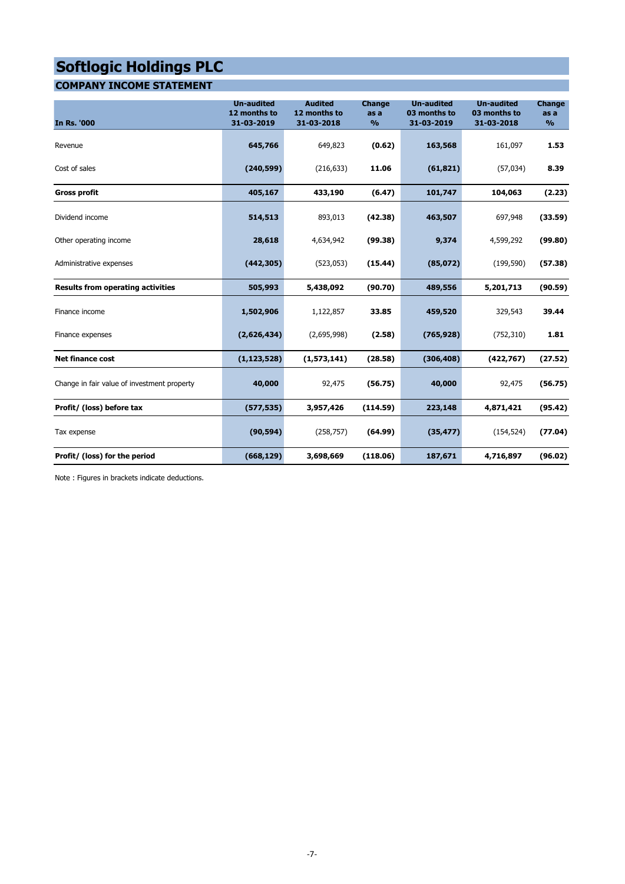# Softlogic Holdings PLC

## COMPANY INCOME STATEMENT

| In Rs. '000 | Un-audited 12 months to 31-03-2019 | Audited 12 months to 31-03-2018 | Change as a % | Un-audited 03 months to 31-03-2019 | Un-audited 03 months to 31-03-2018 | Change as a % |
|---|---|---|---|---|---|---|
| Revenue | **645,766** | 649,823 | **(0.62)** | **163,568** | 161,097 | **1.53** |
| Cost of sales | **(240,599)** | (216,633) | **11.06** | **(61,821)** | (57,034) | **8.39** |
| **Gross profit** | **405,167** | **433,190** | **(6.47)** | **101,747** | **104,063** | **(2.23)** |
| Dividend income | **514,513** | 893,013 | **(42.38)** | **463,507** | 697,948 | **(33.59)** |
| Other operating income | **28,618** | 4,634,942 | **(99.38)** | **9,374** | 4,599,292 | **(99.80)** |
| Administrative expenses | **(442,305)** | (523,053) | **(15.44)** | **(85,072)** | (199,590) | **(57.38)** |
| **Results from operating activities** | **505,993** | **5,438,092** | **(90.70)** | **489,556** | **5,201,713** | **(90.59)** |
| Finance income | **1,502,906** | 1,122,857 | **33.85** | **459,520** | 329,543 | **39.44** |
| Finance expenses | **(2,626,434)** | (2,695,998) | **(2.58)** | **(765,928)** | (752,310) | **1.81** |
| **Net finance cost** | **(1,123,528)** | **(1,573,141)** | **(28.58)** | **(306,408)** | **(422,767)** | **(27.52)** |
| Change in fair value of investment property | **40,000** | 92,475 | **(56.75)** | **40,000** | 92,475 | **(56.75)** |
| **Profit/ (loss) before tax** | **(577,535)** | **3,957,426** | **(114.59)** | **223,148** | **4,871,421** | **(95.42)** |
| Tax expense | **(90,594)** | (258,757) | **(64.99)** | **(35,477)** | (154,524) | **(77.04)** |
| **Profit/ (loss) for the period** | **(668,129)** | **3,698,669** | **(118.06)** | **187,671** | **4,716,897** | **(96.02)** |

Note : Figures in brackets indicate deductions.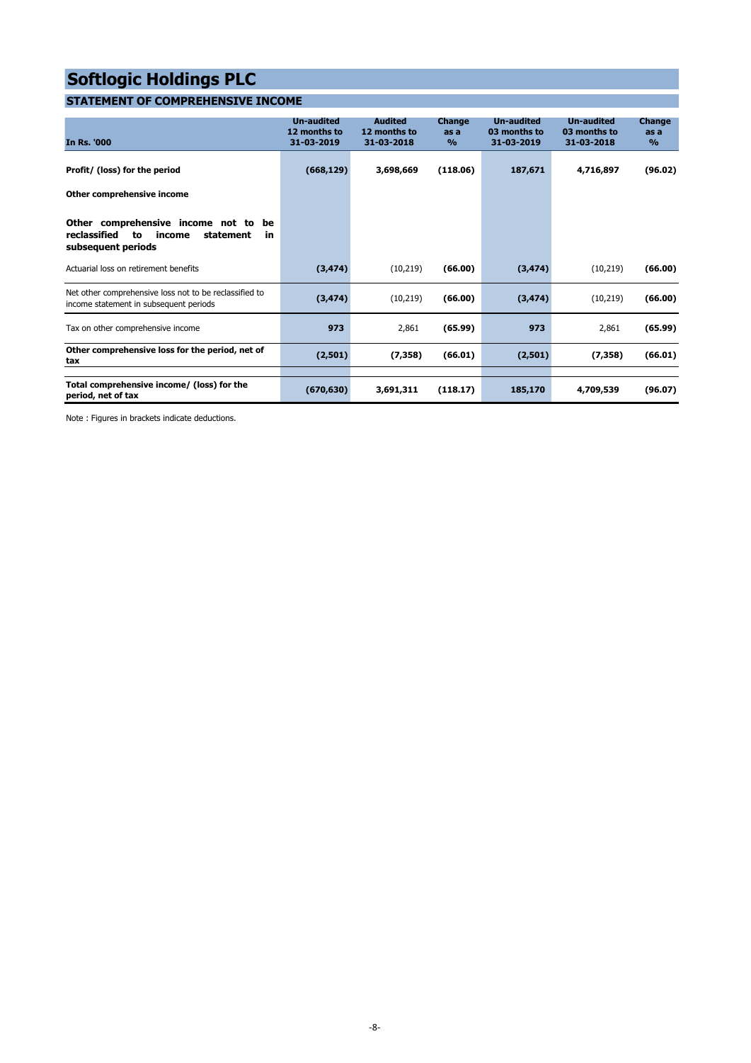# Softlogic Holdings PLC

## STATEMENT OF COMPREHENSIVE INCOME

| In Rs. '000 | Un-audited 12 months to 31-03-2019 | Audited 12 months to 31-03-2018 | Change as a % | Un-audited 03 months to 31-03-2019 | Un-audited 03 months to 31-03-2018 | Change as a % |
|---|---|---|---|---|---|---|
| **Profit/ (loss) for the period** | **(668,129)** | **3,698,669** | **(118.06)** | **187,671** | **4,716,897** | **(96.02)** |
| **Other comprehensive income** | | | | | | |
| **Other comprehensive income not to be reclassified to income statement in subsequent periods** | | | | | | |
| Actuarial loss on retirement benefits | **(3,474)** | (10,219) | **(66.00)** | **(3,474)** | (10,219) | **(66.00)** |
| Net other comprehensive loss not to be reclassified to income statement in subsequent periods | **(3,474)** | (10,219) | **(66.00)** | **(3,474)** | (10,219) | **(66.00)** |
| Tax on other comprehensive income | **973** | 2,861 | **(65.99)** | **973** | 2,861 | **(65.99)** |
| **Other comprehensive loss for the period, net of tax** | **(2,501)** | **(7,358)** | **(66.01)** | **(2,501)** | **(7,358)** | **(66.01)** |
| **Total comprehensive income/ (loss) for the period, net of tax** | **(670,630)** | **3,691,311** | **(118.17)** | **185,170** | **4,709,539** | **(96.07)** |

Note : Figures in brackets indicate deductions.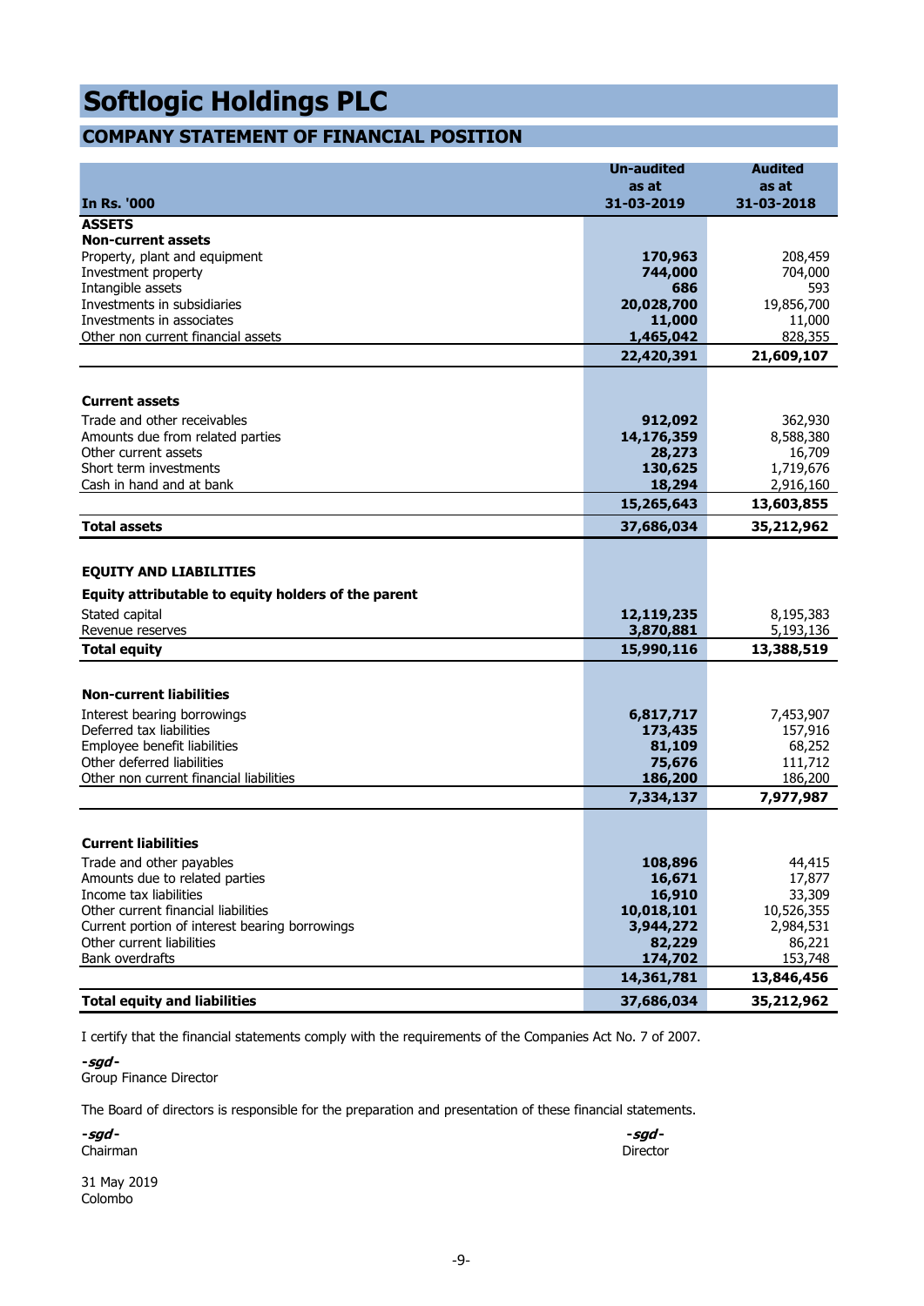# Softlogic Holdings PLC

## COMPANY STATEMENT OF FINANCIAL POSITION

| In Rs. '000 | Un-audited as at 31-03-2019 | Audited as at 31-03-2018 |
|---|---|---|
| **ASSETS** | | |
| **Non-current assets** | | |
| Property, plant and equipment | **170,963** | 208,459 |
| Investment property | **744,000** | 704,000 |
| Intangible assets | **686** | 593 |
| Investments in subsidiaries | **20,028,700** | 19,856,700 |
| Investments in associates | **11,000** | 11,000 |
| Other non current financial assets | **1,465,042** | 828,355 |
| | **22,420,391** | **21,609,107** |
| **Current assets** | | |
| Trade and other receivables | **912,092** | 362,930 |
| Amounts due from related parties | **14,176,359** | 8,588,380 |
| Other current assets | **28,273** | 16,709 |
| Short term investments | **130,625** | 1,719,676 |
| Cash in hand and at bank | **18,294** | 2,916,160 |
| | **15,265,643** | **13,603,855** |
| **Total assets** | **37,686,034** | **35,212,962** |
| **EQUITY AND LIABILITIES** | | |
| **Equity attributable to equity holders of the parent** | | |
| Stated capital | **12,119,235** | 8,195,383 |
| Revenue reserves | **3,870,881** | 5,193,136 |
| **Total equity** | **15,990,116** | **13,388,519** |
| **Non-current liabilities** | | |
| Interest bearing borrowings | **6,817,717** | 7,453,907 |
| Deferred tax liabilities | **173,435** | 157,916 |
| Employee benefit liabilities | **81,109** | 68,252 |
| Other deferred liabilities | **75,676** | 111,712 |
| Other non current financial liabilities | **186,200** | 186,200 |
| | **7,334,137** | **7,977,987** |
| **Current liabilities** | | |
| Trade and other payables | **108,896** | 44,415 |
| Amounts due to related parties | **16,671** | 17,877 |
| Income tax liabilities | **16,910** | 33,309 |
| Other current financial liabilities | **10,018,101** | 10,526,355 |
| Current portion of interest bearing borrowings | **3,944,272** | 2,984,531 |
| Other current liabilities | **82,229** | 86,221 |
| Bank overdrafts | **174,702** | 153,748 |
| | **14,361,781** | **13,846,456** |
| **Total equity and liabilities** | **37,686,034** | **35,212,962** |

I certify that the financial statements comply with the requirements of the Companies Act No. 7 of 2007.

***-sgd-***
Group Finance Director

The Board of directors is responsible for the preparation and presentation of these financial statements.

***-sgd-***
Chairman

***-sgd-***
Director

31 May 2019
Colombo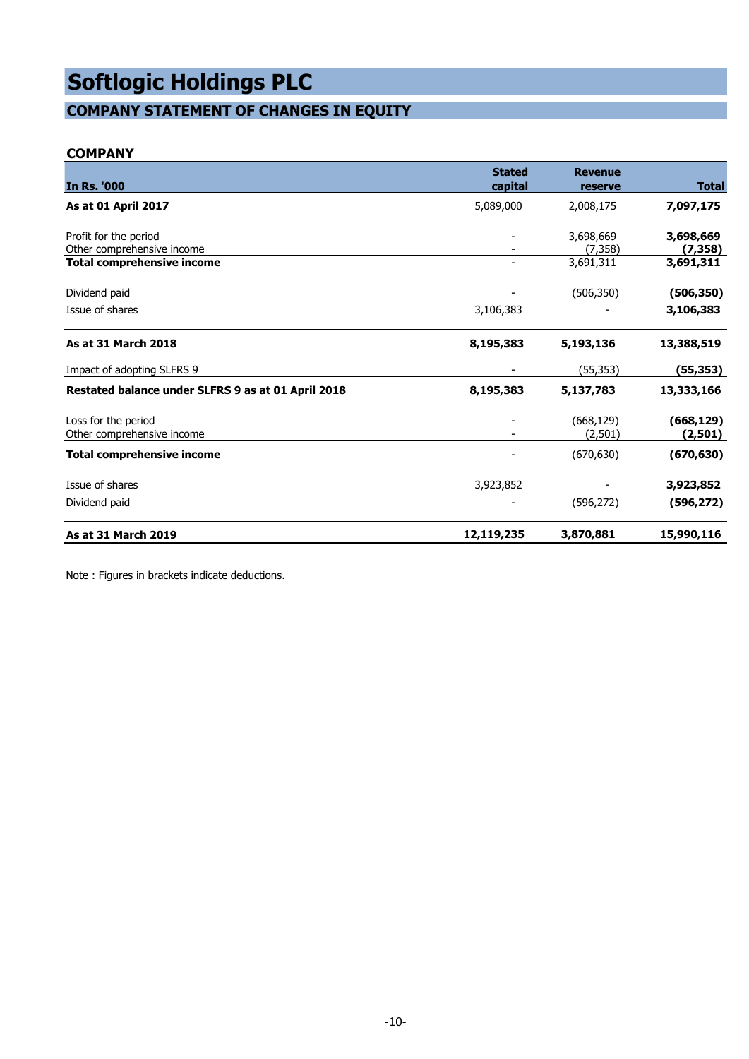# Softlogic Holdings PLC

## COMPANY STATEMENT OF CHANGES IN EQUITY

### COMPANY

| In Rs. '000 | Stated capital | Revenue reserve | Total |
|---|---|---|---|
| **As at 01 April 2017** | 5,089,000 | 2,008,175 | **7,097,175** |
| Profit for the period | - | 3,698,669 | **3,698,669** |
| Other comprehensive income | - | (7,358) | **(7,358)** |
| **Total comprehensive income** | - | 3,691,311 | **3,691,311** |
| Dividend paid | - | (506,350) | **(506,350)** |
| Issue of shares | 3,106,383 | - | **3,106,383** |
| **As at 31 March 2018** | **8,195,383** | **5,193,136** | **13,388,519** |
| Impact of adopting SLFRS 9 | - | (55,353) | **(55,353)** |
| **Restated balance under SLFRS 9 as at 01 April 2018** | **8,195,383** | **5,137,783** | **13,333,166** |
| Loss for the period | - | (668,129) | **(668,129)** |
| Other comprehensive income | - | (2,501) | **(2,501)** |
| **Total comprehensive income** | - | (670,630) | **(670,630)** |
| Issue of shares | 3,923,852 | - | **3,923,852** |
| Dividend paid | - | (596,272) | **(596,272)** |
| **As at 31 March 2019** | **12,119,235** | **3,870,881** | **15,990,116** |

Note : Figures in brackets indicate deductions.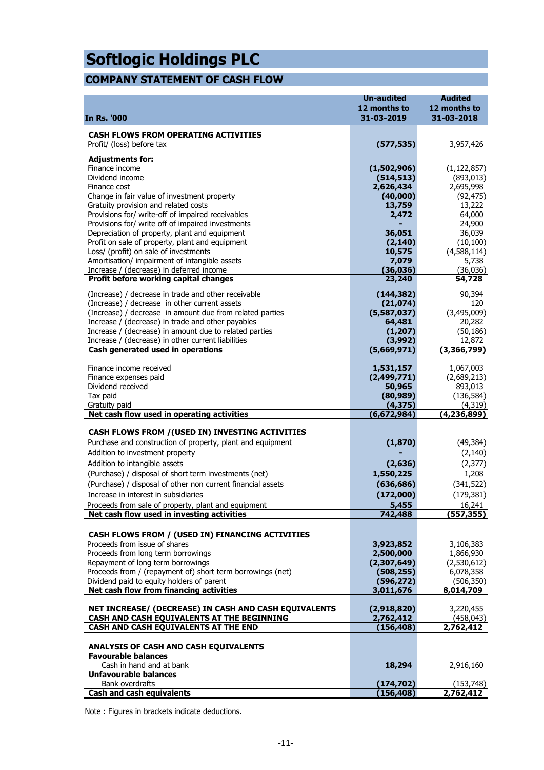# Softlogic Holdings PLC

## COMPANY STATEMENT OF CASH FLOW

| In Rs. '000 | Un-audited 12 months to 31-03-2019 | Audited 12 months to 31-03-2018 |
|---|---|---|
| **CASH FLOWS FROM OPERATING ACTIVITIES** | | |
| Profit/ (loss) before tax | **(577,535)** | 3,957,426 |
| **Adjustments for:** | | |
| Finance income | **(1,502,906)** | (1,122,857) |
| Dividend income | **(514,513)** | (893,013) |
| Finance cost | **2,626,434** | 2,695,998 |
| Change in fair value of investment property | **(40,000)** | (92,475) |
| Gratuity provision and related costs | **13,759** | 13,222 |
| Provisions for/ write-off of impaired receivables | **2,472** | 64,000 |
| Provisions for/ write off of impaired investments | **-** | 24,900 |
| Depreciation of property, plant and equipment | **36,051** | 36,039 |
| Profit on sale of property, plant and equipment | **(2,140)** | (10,100) |
| Loss/ (profit) on sale of investments | **10,575** | (4,588,114) |
| Amortisation/ impairment of intangible assets | **7,079** | 5,738 |
| Increase / (decrease) in deferred income | **(36,036)** | (36,036) |
| **Profit before working capital changes** | **23,240** | **54,728** |
| (Increase) / decrease in trade and other receivable | **(144,382)** | 90,394 |
| (Increase) / decrease in other current assets | **(21,074)** | 120 |
| (Increase) / decrease in amount due from related parties | **(5,587,037)** | (3,495,009) |
| Increase / (decrease) in trade and other payables | **64,481** | 20,282 |
| Increase / (decrease) in amount due to related parties | **(1,207)** | (50,186) |
| Increase / (decrease) in other current liabilities | **(3,992)** | 12,872 |
| **Cash generated used in operations** | **(5,669,971)** | **(3,366,799)** |
| Finance income received | **1,531,157** | 1,067,003 |
| Finance expenses paid | **(2,499,771)** | (2,689,213) |
| Dividend received | **50,965** | 893,013 |
| Tax paid | **(80,989)** | (136,584) |
| Gratuity paid | **(4,375)** | (4,319) |
| **Net cash flow used in operating activities** | **(6,672,984)** | **(4,236,899)** |
| **CASH FLOWS FROM /(USED IN) INVESTING ACTIVITIES** | | |
| Purchase and construction of property, plant and equipment | **(1,870)** | (49,384) |
| Addition to investment property | **-** | (2,140) |
| Addition to intangible assets | **(2,636)** | (2,377) |
| (Purchase) / disposal of short term investments (net) | **1,550,225** | 1,208 |
| (Purchase) / disposal of other non current financial assets | **(636,686)** | (341,522) |
| Increase in interest in subsidiaries | **(172,000)** | (179,381) |
| Proceeds from sale of property, plant and equipment | **5,455** | 16,241 |
| **Net cash flow used in investing activities** | **742,488** | **(557,355)** |
| **CASH FLOWS FROM / (USED IN) FINANCING ACTIVITIES** | | |
| Proceeds from issue of shares | **3,923,852** | 3,106,383 |
| Proceeds from long term borrowings | **2,500,000** | 1,866,930 |
| Repayment of long term borrowings | **(2,307,649)** | (2,530,612) |
| Proceeds from / (repayment of) short term borrowings (net) | **(508,255)** | 6,078,358 |
| Dividend paid to equity holders of parent | **(596,272)** | (506,350) |
| **Net cash flow from financing activities** | **3,011,676** | **8,014,709** |
| **NET INCREASE/ (DECREASE) IN CASH AND CASH EQUIVALENTS** | **(2,918,820)** | 3,220,455 |
| **CASH AND CASH EQUIVALENTS AT THE BEGINNING** | **2,762,412** | (458,043) |
| **CASH AND CASH EQUIVALENTS AT THE END** | **(156,408)** | **2,762,412** |
| **ANALYSIS OF CASH AND CASH EQUIVALENTS** | | |
| **Favourable balances** | | |
| Cash in hand and at bank | **18,294** | 2,916,160 |
| **Unfavourable balances** | | |
| Bank overdrafts | **(174,702)** | (153,748) |
| **Cash and cash equivalents** | **(156,408)** | **2,762,412** |

Note : Figures in brackets indicate deductions.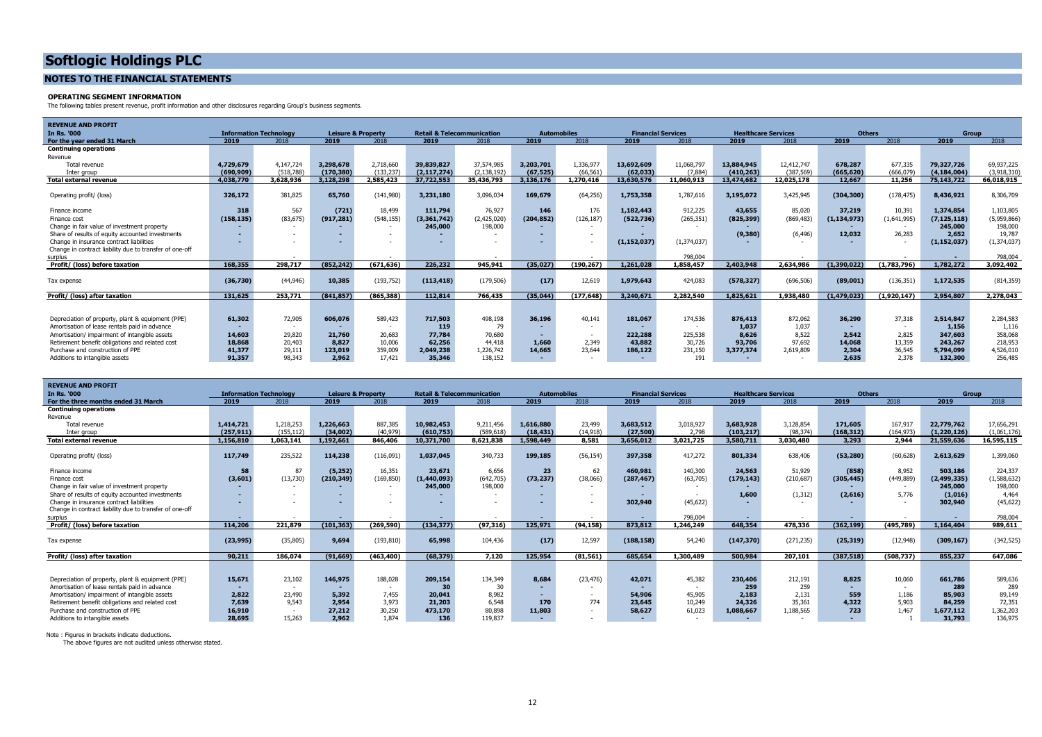# Softlogic Holdings PLC

## NOTES TO THE FINANCIAL STATEMENTS

### OPERATING SEGMENT INFORMATION

The following tables present revenue, profit information and other disclosures regarding Group's business segments.

| REVENUE AND PROFIT | | | | | | | | | | | | | | | | |
|---|---|---|---|---|---|---|---|---|---|---|---|---|---|---|---|---|
| **In Rs. '000** | **Information Technology** | | **Leisure & Property** | | **Retail & Telecommunication** | | **Automobiles** | | **Financial Services** | | **Healthcare Services** | | **Others** | | **Group** | |
| **For the year ended 31 March** | **2019** | 2018 | **2019** | 2018 | **2019** | 2018 | **2019** | 2018 | **2019** | 2018 | **2019** | 2018 | **2019** | 2018 | **2019** | 2018 |
| **Continuing operations** | | | | | | | | | | | | | | | | |
| Revenue | | | | | | | | | | | | | | | | |
| Total revenue | **4,729,679** | 4,147,724 | **3,298,678** | 2,718,660 | **39,839,827** | 37,574,985 | **3,203,701** | 1,336,977 | **13,692,609** | 11,068,797 | **13,884,945** | 12,412,747 | **678,287** | 677,335 | **79,327,726** | 69,937,225 |
| Inter group | **(690,909)** | (518,788) | **(170,380)** | (133,237) | **(2,117,274)** | (2,138,192) | **(67,525)** | (66,561) | **(62,033)** | (7,884) | **(410,263)** | (387,569) | **(665,620)** | (666,079) | **(4,184,004)** | (3,918,310) |
| **Total external revenue** | **4,038,770** | **3,628,936** | **3,128,298** | **2,585,423** | **37,722,553** | **35,436,793** | **3,136,176** | **1,270,416** | **13,630,576** | **11,060,913** | **13,474,682** | **12,025,178** | **12,667** | **11,256** | **75,143,722** | **66,018,915** |
| Operating profit/ (loss) | **326,172** | 381,825 | **65,760** | (141,980) | **3,231,180** | 3,096,034 | **169,679** | (64,256) | **1,753,358** | 1,787,616 | **3,195,072** | 3,425,945 | **(304,300)** | (178,475) | **8,436,921** | 8,306,709 |
| Finance income | **318** | 567 | **(721)** | 18,499 | **111,794** | 76,927 | **146** | 176 | **1,182,443** | 912,225 | **43,655** | 85,020 | **37,219** | 10,391 | **1,374,854** | 1,103,805 |
| Finance cost | **(158,135)** | (83,675) | **(917,281)** | (548,155) | **(3,361,742)** | (2,425,020) | **(204,852)** | (126,187) | **(522,736)** | (265,351) | **(825,399)** | (869,483) | **(1,134,973)** | (1,641,995) | **(7,125,118)** | (5,959,866) |
| Change in fair value of investment property | **-** | - | **-** | - | **245,000** | 198,000 | **-** | - | **-** | - | **-** | - | **-** | - | **245,000** | 198,000 |
| Share of results of equity accounted investments | **-** | - | **-** | - | **-** | - | **-** | - | **-** | - | **(9,380)** | (6,496) | **12,032** | 26,283 | **2,652** | 19,787 |
| Change in insurance contract liabilities | **-** | - | **-** | - | **-** | - | **-** | - | **(1,152,037)** | (1,374,037) | **-** | - | **-** | - | **(1,152,037)** | (1,374,037) |
| Change in contract liability due to transfer of one-off surplus | **-** | - | **-** | - | **-** | - | **-** | - | **-** | 798,004 | **-** | - | **-** | - | **-** | 798,004 |
| **Profit/ (loss) before taxation** | **168,355** | **298,717** | **(852,242)** | **(671,636)** | **226,232** | **945,941** | **(35,027)** | **(190,267)** | **1,261,028** | **1,858,457** | **2,403,948** | **2,634,986** | **(1,390,022)** | **(1,783,796)** | **1,782,272** | **3,092,402** |
| Tax expense | **(36,730)** | (44,946) | **10,385** | (193,752) | **(113,418)** | (179,506) | **(17)** | 12,619 | **1,979,643** | 424,083 | **(578,327)** | (696,506) | **(89,001)** | (136,351) | **1,172,535** | (814,359) |
| **Profit/ (loss) after taxation** | **131,625** | **253,771** | **(841,857)** | **(865,388)** | **112,814** | **766,435** | **(35,044)** | **(177,648)** | **3,240,671** | **2,282,540** | **1,825,621** | **1,938,480** | **(1,479,023)** | **(1,920,147)** | **2,954,807** | **2,278,043** |
| Depreciation of property, plant & equipment (PPE) | **61,302** | 72,905 | **606,076** | 589,423 | **717,503** | 498,198 | **36,196** | 40,141 | **181,067** | 174,536 | **876,413** | 872,062 | **36,290** | 37,318 | **2,514,847** | 2,284,583 |
| Amortisation of lease rentals paid in advance | **-** | - | **-** | - | **119** | 79 | **-** | - | **-** | - | **1,037** | 1,037 | **-** | - | **1,156** | 1,116 |
| Amortisation/ impairment of intangible assets | **14,603** | 29,820 | **21,760** | 20,683 | **77,784** | 70,680 | **-** | - | **222,288** | 225,538 | **8,626** | 8,522 | **2,542** | 2,825 | **347,603** | 358,068 |
| Retirement benefit obligations and related cost | **18,868** | 20,403 | **8,827** | 10,006 | **62,256** | 44,418 | **1,660** | 2,349 | **43,882** | 30,726 | **93,706** | 97,692 | **14,068** | 13,359 | **243,267** | 218,953 |
| Purchase and construction of PPE | **41,377** | 29,111 | **123,019** | 359,009 | **2,049,238** | 1,226,742 | **14,665** | 23,644 | **186,122** | 231,150 | **3,377,374** | 2,619,809 | **2,304** | 36,545 | **5,794,099** | 4,526,010 |
| Additions to intangible assets | **91,357** | 98,343 | **2,962** | 17,421 | **35,346** | 138,152 | **-** | - | **-** | 191 | **-** | - | **2,635** | 2,378 | **132,300** | 256,485 |

| REVENUE AND PROFIT | | | | | | | | | | | | | | | | |
|---|---|---|---|---|---|---|---|---|---|---|---|---|---|---|---|---|
| **In Rs. '000** | **Information Technology** | | **Leisure & Property** | | **Retail & Telecommunication** | | **Automobiles** | | **Financial Services** | | **Healthcare Services** | | **Others** | | **Group** | |
| **For the three months ended 31 March** | **2019** | 2018 | **2019** | 2018 | **2019** | 2018 | **2019** | 2018 | **2019** | 2018 | **2019** | 2018 | **2019** | 2018 | **2019** | 2018 |
| **Continuing operations** | | | | | | | | | | | | | | | | |
| Revenue | | | | | | | | | | | | | | | | |
| Total revenue | **1,414,721** | 1,218,253 | **1,226,663** | 887,385 | **10,982,453** | 9,211,456 | **1,616,880** | 23,499 | **3,683,512** | 3,018,927 | **3,683,928** | 3,128,854 | **171,605** | 167,917 | **22,779,762** | 17,656,291 |
| Inter group | **(257,911)** | (155,112) | **(34,002)** | (40,979) | **(610,753)** | (589,618) | **(18,431)** | (14,918) | **(27,500)** | 2,798 | **(103,217)** | (98,374) | **(168,312)** | (164,973) | **(1,220,126)** | (1,061,176) |
| **Total external revenue** | **1,156,810** | **1,063,141** | **1,192,661** | **846,406** | **10,371,700** | **8,621,838** | **1,598,449** | **8,581** | **3,656,012** | **3,021,725** | **3,580,711** | **3,030,480** | **3,293** | **2,944** | **21,559,636** | **16,595,115** |
| Operating profit/ (loss) | **117,749** | 235,522 | **114,238** | (116,091) | **1,037,045** | 340,733 | **199,185** | (56,154) | **397,358** | 417,272 | **801,334** | 638,406 | **(53,280)** | (60,628) | **2,613,629** | 1,399,060 |
| Finance income | **58** | 87 | **(5,252)** | 16,351 | **23,671** | 6,656 | **23** | 62 | **460,981** | 140,300 | **24,563** | 51,929 | **(858)** | 8,952 | **503,186** | 224,337 |
| Finance cost | **(3,601)** | (13,730) | **(210,349)** | (169,850) | **(1,440,093)** | (642,705) | **(73,237)** | (38,066) | **(287,467)** | (63,705) | **(179,143)** | (210,687) | **(305,445)** | (449,889) | **(2,499,335)** | (1,588,632) |
| Change in fair value of investment property | **-** | - | **-** | - | **245,000** | 198,000 | **-** | - | **-** | - | **-** | - | **-** | - | **245,000** | 198,000 |
| Share of results of equity accounted investments | **-** | - | **-** | - | **-** | - | **-** | - | **-** | - | **1,600** | (1,312) | **(2,616)** | 5,776 | **(1,016)** | 4,464 |
| Change in insurance contract liabilities | **-** | - | **-** | - | **-** | - | **-** | - | **302,940** | (45,622) | **-** | - | **-** | - | **302,940** | (45,622) |
| Change in contract liability due to transfer of one-off surplus | **-** | - | **-** | - | **-** | - | **-** | - | **-** | 798,004 | **-** | - | **-** | - | **-** | 798,004 |
| **Profit/ (loss) before taxation** | **114,206** | **221,879** | **(101,363)** | **(269,590)** | **(134,377)** | **(97,316)** | **125,971** | **(94,158)** | **873,812** | **1,246,249** | **648,354** | **478,336** | **(362,199)** | **(495,789)** | **1,164,404** | **989,611** |
| Tax expense | **(23,995)** | (35,805) | **9,694** | (193,810) | **65,998** | 104,436 | **(17)** | 12,597 | **(188,158)** | 54,240 | **(147,370)** | (271,235) | **(25,319)** | (12,948) | **(309,167)** | (342,525) |
| **Profit/ (loss) after taxation** | **90,211** | **186,074** | **(91,669)** | **(463,400)** | **(68,379)** | **7,120** | **125,954** | **(81,561)** | **685,654** | **1,300,489** | **500,984** | **207,101** | **(387,518)** | **(508,737)** | **855,237** | **647,086** |
| Depreciation of property, plant & equipment (PPE) | **15,671** | 23,102 | **146,975** | 188,028 | **209,154** | 134,349 | **8,684** | (23,476) | **42,071** | 45,382 | **230,406** | 212,191 | **8,825** | 10,060 | **661,786** | 589,636 |
| Amortisation of lease rentals paid in advance | **-** | - | **-** | - | **30** | 30 | **-** | - | **-** | - | **259** | 259 | **-** | - | **289** | 289 |
| Amortisation/ impairment of intangible assets | **2,822** | 23,490 | **5,392** | 7,455 | **20,041** | 8,982 | **-** | - | **54,906** | 45,905 | **2,183** | 2,131 | **559** | 1,186 | **85,903** | 89,149 |
| Retirement benefit obligations and related cost | **7,639** | 9,543 | **2,954** | 3,973 | **21,203** | 6,548 | **170** | 774 | **23,645** | 10,249 | **24,326** | 35,361 | **4,322** | 5,903 | **84,259** | 72,351 |
| Purchase and construction of PPE | **16,910** | - | **27,212** | 30,250 | **473,170** | 80,898 | **11,803** | - | **58,627** | 61,023 | **1,088,667** | 1,188,565 | **723** | 1,467 | **1,677,112** | 1,362,203 |
| Additions to intangible assets | **28,695** | 15,263 | **2,962** | 1,874 | **136** | 119,837 | **-** | - | **-** | - | **-** | - | **-** | 1 | **31,793** | 136,975 |

Note : Figures in brackets indicate deductions.
The above figures are not audited unless otherwise stated.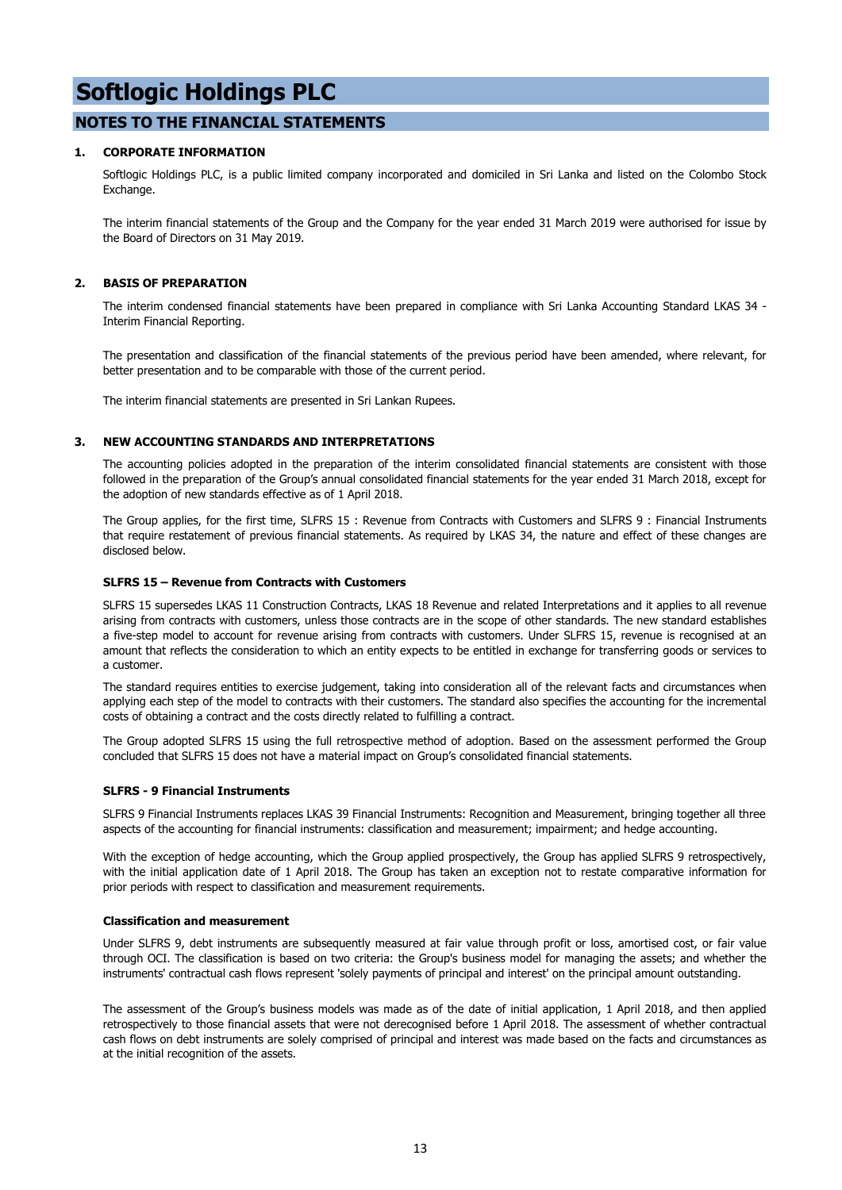# Softlogic Holdings PLC

## NOTES TO THE FINANCIAL STATEMENTS

### 1. CORPORATE INFORMATION

Softlogic Holdings PLC, is a public limited company incorporated and domiciled in Sri Lanka and listed on the Colombo Stock Exchange.

The interim financial statements of the Group and the Company for the year ended 31 March 2019 were authorised for issue by the Board of Directors on 31 May 2019.

### 2. BASIS OF PREPARATION

The interim condensed financial statements have been prepared in compliance with Sri Lanka Accounting Standard LKAS 34 - Interim Financial Reporting.

The presentation and classification of the financial statements of the previous period have been amended, where relevant, for better presentation and to be comparable with those of the current period.

The interim financial statements are presented in Sri Lankan Rupees.

### 3. NEW ACCOUNTING STANDARDS AND INTERPRETATIONS

The accounting policies adopted in the preparation of the interim consolidated financial statements are consistent with those followed in the preparation of the Group's annual consolidated financial statements for the year ended 31 March 2018, except for the adoption of new standards effective as of 1 April 2018.

The Group applies, for the first time, SLFRS 15 : Revenue from Contracts with Customers and SLFRS 9 : Financial Instruments that require restatement of previous financial statements. As required by LKAS 34, the nature and effect of these changes are disclosed below.

**SLFRS 15 – Revenue from Contracts with Customers**

SLFRS 15 supersedes LKAS 11 Construction Contracts, LKAS 18 Revenue and related Interpretations and it applies to all revenue arising from contracts with customers, unless those contracts are in the scope of other standards. The new standard establishes a five-step model to account for revenue arising from contracts with customers. Under SLFRS 15, revenue is recognised at an amount that reflects the consideration to which an entity expects to be entitled in exchange for transferring goods or services to a customer.

The standard requires entities to exercise judgement, taking into consideration all of the relevant facts and circumstances when applying each step of the model to contracts with their customers. The standard also specifies the accounting for the incremental costs of obtaining a contract and the costs directly related to fulfilling a contract.

The Group adopted SLFRS 15 using the full retrospective method of adoption. Based on the assessment performed the Group concluded that SLFRS 15 does not have a material impact on Group's consolidated financial statements.

**SLFRS - 9 Financial Instruments**

SLFRS 9 Financial Instruments replaces LKAS 39 Financial Instruments: Recognition and Measurement, bringing together all three aspects of the accounting for financial instruments: classification and measurement; impairment; and hedge accounting.

With the exception of hedge accounting, which the Group applied prospectively, the Group has applied SLFRS 9 retrospectively, with the initial application date of 1 April 2018. The Group has taken an exception not to restate comparative information for prior periods with respect to classification and measurement requirements.

**Classification and measurement**

Under SLFRS 9, debt instruments are subsequently measured at fair value through profit or loss, amortised cost, or fair value through OCI. The classification is based on two criteria: the Group's business model for managing the assets; and whether the instruments' contractual cash flows represent 'solely payments of principal and interest' on the principal amount outstanding.

The assessment of the Group's business models was made as of the date of initial application, 1 April 2018, and then applied retrospectively to those financial assets that were not derecognised before 1 April 2018. The assessment of whether contractual cash flows on debt instruments are solely comprised of principal and interest was made based on the facts and circumstances as at the initial recognition of the assets.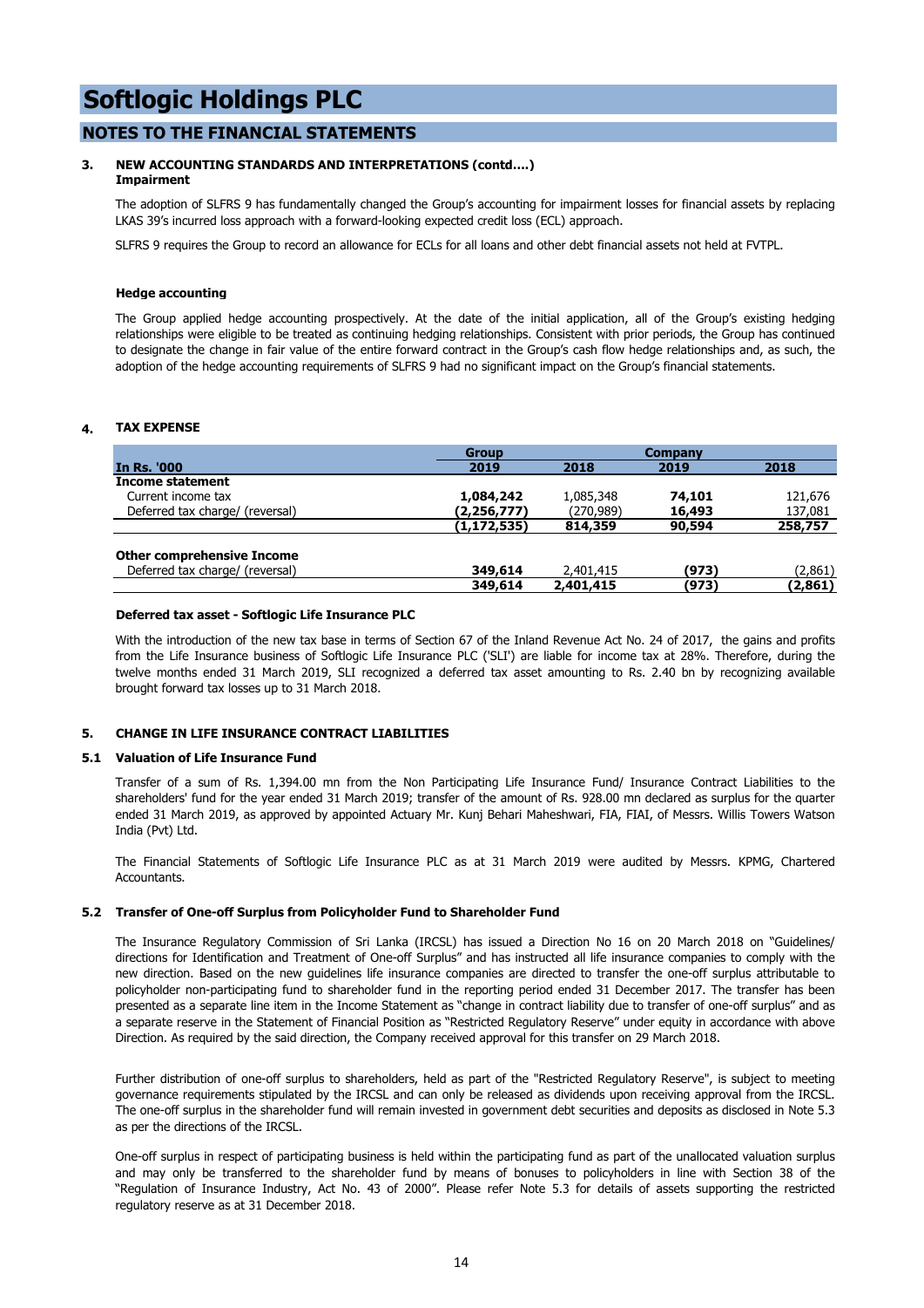# Softlogic Holdings PLC

## NOTES TO THE FINANCIAL STATEMENTS

### 3. NEW ACCOUNTING STANDARDS AND INTERPRETATIONS (contd....)

**Impairment**

The adoption of SLFRS 9 has fundamentally changed the Group's accounting for impairment losses for financial assets by replacing LKAS 39's incurred loss approach with a forward-looking expected credit loss (ECL) approach.

SLFRS 9 requires the Group to record an allowance for ECLs for all loans and other debt financial assets not held at FVTPL.

**Hedge accounting**

The Group applied hedge accounting prospectively. At the date of the initial application, all of the Group's existing hedging relationships were eligible to be treated as continuing hedging relationships. Consistent with prior periods, the Group has continued to designate the change in fair value of the entire forward contract in the Group's cash flow hedge relationships and, as such, the adoption of the hedge accounting requirements of SLFRS 9 had no significant impact on the Group's financial statements.

### 4. TAX EXPENSE

| | Group | | Company | |
|---|---|---|---|---|
| **In Rs. '000** | **2019** | **2018** | **2019** | **2018** |
| **Income statement** | | | | |
| Current income tax | **1,084,242** | 1,085,348 | **74,101** | 121,676 |
| Deferred tax charge/ (reversal) | **(2,256,777)** | (270,989) | **16,493** | 137,081 |
| | **(1,172,535)** | **814,359** | **90,594** | **258,757** |
| **Other comprehensive Income** | | | | |
| Deferred tax charge/ (reversal) | **349,614** | 2,401,415 | **(973)** | (2,861) |
| | **349,614** | **2,401,415** | **(973)** | **(2,861)** |

**Deferred tax asset - Softlogic Life Insurance PLC**

With the introduction of the new tax base in terms of Section 67 of the Inland Revenue Act No. 24 of 2017, the gains and profits from the Life Insurance business of Softlogic Life Insurance PLC ('SLI') are liable for income tax at 28%. Therefore, during the twelve months ended 31 March 2019, SLI recognized a deferred tax asset amounting to Rs. 2.40 bn by recognizing available brought forward tax losses up to 31 March 2018.

### 5. CHANGE IN LIFE INSURANCE CONTRACT LIABILITIES

#### 5.1 Valuation of Life Insurance Fund

Transfer of a sum of Rs. 1,394.00 mn from the Non Participating Life Insurance Fund/ Insurance Contract Liabilities to the shareholders' fund for the year ended 31 March 2019; transfer of the amount of Rs. 928.00 mn declared as surplus for the quarter ended 31 March 2019, as approved by appointed Actuary Mr. Kunj Behari Maheshwari, FIA, FIAI, of Messrs. Willis Towers Watson India (Pvt) Ltd.

The Financial Statements of Softlogic Life Insurance PLC as at 31 March 2019 were audited by Messrs. KPMG, Chartered Accountants.

#### 5.2 Transfer of One-off Surplus from Policyholder Fund to Shareholder Fund

The Insurance Regulatory Commission of Sri Lanka (IRCSL) has issued a Direction No 16 on 20 March 2018 on "Guidelines/ directions for Identification and Treatment of One-off Surplus" and has instructed all life insurance companies to comply with the new direction. Based on the new guidelines life insurance companies are directed to transfer the one-off surplus attributable to policyholder non-participating fund to shareholder fund in the reporting period ended 31 December 2017. The transfer has been presented as a separate line item in the Income Statement as "change in contract liability due to transfer of one-off surplus" and as a separate reserve in the Statement of Financial Position as "Restricted Regulatory Reserve" under equity in accordance with above Direction. As required by the said direction, the Company received approval for this transfer on 29 March 2018.

Further distribution of one-off surplus to shareholders, held as part of the "Restricted Regulatory Reserve", is subject to meeting governance requirements stipulated by the IRCSL and can only be released as dividends upon receiving approval from the IRCSL. The one-off surplus in the shareholder fund will remain invested in government debt securities and deposits as disclosed in Note 5.3 as per the directions of the IRCSL.

One-off surplus in respect of participating business is held within the participating fund as part of the unallocated valuation surplus and may only be transferred to the shareholder fund by means of bonuses to policyholders in line with Section 38 of the "Regulation of Insurance Industry, Act No. 43 of 2000". Please refer Note 5.3 for details of assets supporting the restricted regulatory reserve as at 31 December 2018.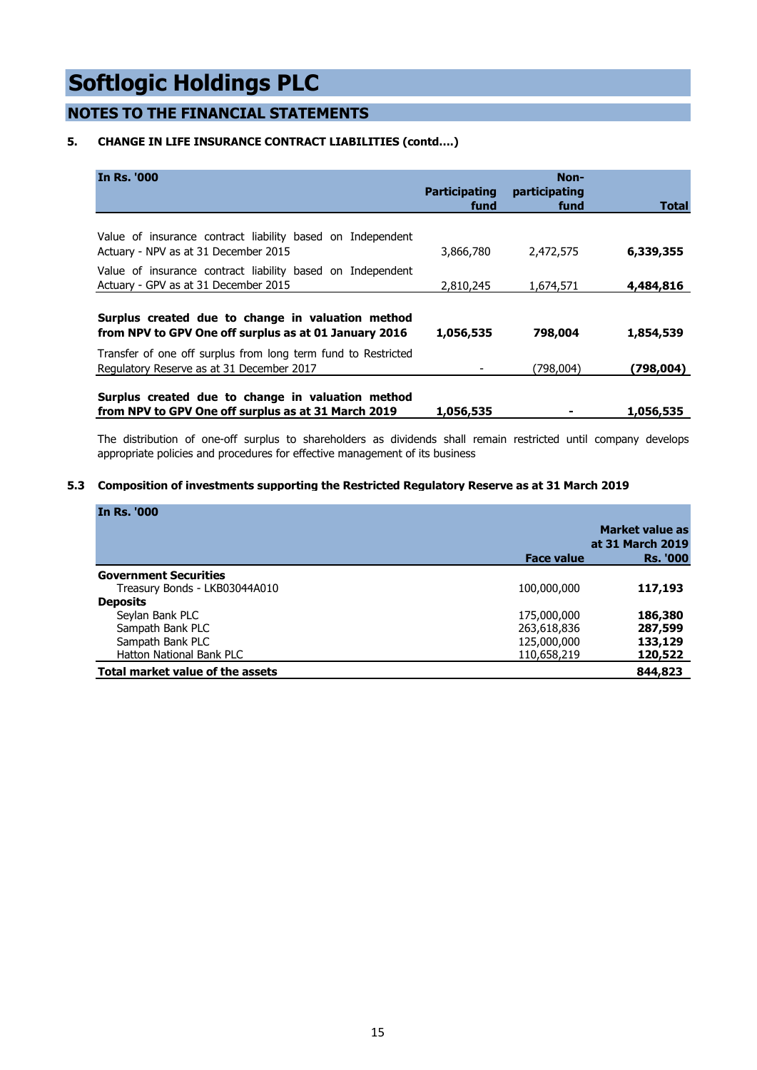# Softlogic Holdings PLC

## NOTES TO THE FINANCIAL STATEMENTS

### 5. CHANGE IN LIFE INSURANCE CONTRACT LIABILITIES (contd....)

| In Rs. '000 | Participating fund | Non-participating fund | Total |
|---|---|---|---|
| Value of insurance contract liability based on Independent Actuary - NPV as at 31 December 2015 | 3,866,780 | 2,472,575 | **6,339,355** |
| Value of insurance contract liability based on Independent Actuary - GPV as at 31 December 2015 | 2,810,245 | 1,674,571 | **4,484,816** |
| **Surplus created due to change in valuation method from NPV to GPV One off surplus as at 01 January 2016** | **1,056,535** | **798,004** | **1,854,539** |
| Transfer of one off surplus from long term fund to Restricted Regulatory Reserve as at 31 December 2017 | - | (798,004) | **(798,004)** |
| **Surplus created due to change in valuation method from NPV to GPV One off surplus as at 31 March 2019** | **1,056,535** | **-** | **1,056,535** |

The distribution of one-off surplus to shareholders as dividends shall remain restricted until company develops appropriate policies and procedures for effective management of its business

### 5.3 Composition of investments supporting the Restricted Regulatory Reserve as at 31 March 2019

| In Rs. '000 | Face value | Market value as at 31 March 2019 Rs. '000 |
|---|---|---|
| **Government Securities** | | |
| Treasury Bonds - LKB03044A010 | 100,000,000 | **117,193** |
| **Deposits** | | |
| Seylan Bank PLC | 175,000,000 | **186,380** |
| Sampath Bank PLC | 263,618,836 | **287,599** |
| Sampath Bank PLC | 125,000,000 | **133,129** |
| Hatton National Bank PLC | 110,658,219 | **120,522** |
| **Total market value of the assets** | | **844,823** |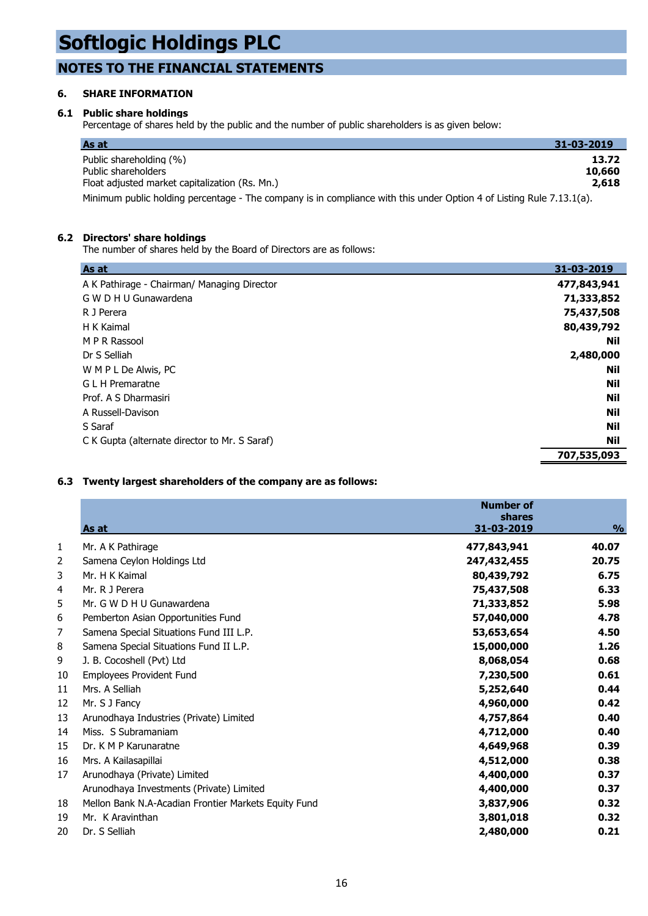# Softlogic Holdings PLC

## NOTES TO THE FINANCIAL STATEMENTS

### 6. SHARE INFORMATION

#### 6.1 Public share holdings

Percentage of shares held by the public and the number of public shareholders is as given below:

| As at | 31-03-2019 |
|---|---|
| Public shareholding (%) | **13.72** |
| Public shareholders | **10,660** |
| Float adjusted market capitalization (Rs. Mn.) | **2,618** |

Minimum public holding percentage - The company is in compliance with this under Option 4 of Listing Rule 7.13.1(a).

#### 6.2 Directors' share holdings

The number of shares held by the Board of Directors are as follows:

| As at | 31-03-2019 |
|---|---|
| A K Pathirage - Chairman/ Managing Director | **477,843,941** |
| G W D H U Gunawardena | **71,333,852** |
| R J Perera | **75,437,508** |
| H K Kaimal | **80,439,792** |
| M P R Rassool | **Nil** |
| Dr S Selliah | **2,480,000** |
| W M P L De Alwis, PC | **Nil** |
| G L H Premaratne | **Nil** |
| Prof. A S Dharmasiri | **Nil** |
| A Russell-Davison | **Nil** |
| S Saraf | **Nil** |
| C K Gupta (alternate director to Mr. S Saraf) | **Nil** |
| | **707,535,093** |

#### 6.3 Twenty largest shareholders of the company are as follows:

| | As at | Number of shares 31-03-2019 | % |
|---|---|---|---|
| 1 | Mr. A K Pathirage | **477,843,941** | **40.07** |
| 2 | Samena Ceylon Holdings Ltd | **247,432,455** | **20.75** |
| 3 | Mr. H K Kaimal | **80,439,792** | **6.75** |
| 4 | Mr. R J Perera | **75,437,508** | **6.33** |
| 5 | Mr. G W D H U Gunawardena | **71,333,852** | **5.98** |
| 6 | Pemberton Asian Opportunities Fund | **57,040,000** | **4.78** |
| 7 | Samena Special Situations Fund III L.P. | **53,653,654** | **4.50** |
| 8 | Samena Special Situations Fund II L.P. | **15,000,000** | **1.26** |
| 9 | J. B. Cocoshell (Pvt) Ltd | **8,068,054** | **0.68** |
| 10 | Employees Provident Fund | **7,230,500** | **0.61** |
| 11 | Mrs. A Selliah | **5,252,640** | **0.44** |
| 12 | Mr. S J Fancy | **4,960,000** | **0.42** |
| 13 | Arunodhaya Industries (Private) Limited | **4,757,864** | **0.40** |
| 14 | Miss. S Subramaniam | **4,712,000** | **0.40** |
| 15 | Dr. K M P Karunaratne | **4,649,968** | **0.39** |
| 16 | Mrs. A Kailasapillai | **4,512,000** | **0.38** |
| 17 | Arunodhaya (Private) Limited | **4,400,000** | **0.37** |
| | Arunodhaya Investments (Private) Limited | **4,400,000** | **0.37** |
| 18 | Mellon Bank N.A-Acadian Frontier Markets Equity Fund | **3,837,906** | **0.32** |
| 19 | Mr. K Aravinthan | **3,801,018** | **0.32** |
| 20 | Dr. S Selliah | **2,480,000** | **0.21** |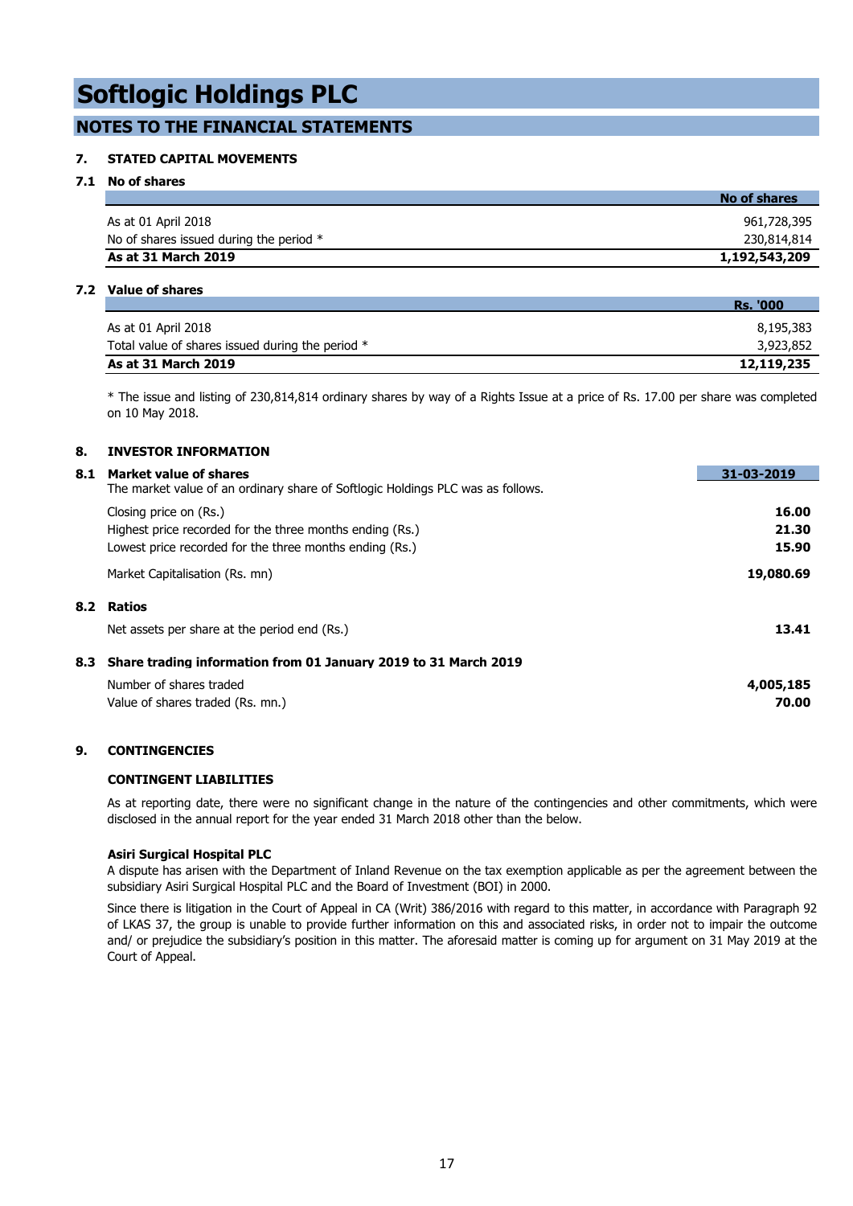# Softlogic Holdings PLC

## NOTES TO THE FINANCIAL STATEMENTS

### 7. STATED CAPITAL MOVEMENTS

#### 7.1 No of shares

| | No of shares |
|---|---|
| As at 01 April 2018 | 961,728,395 |
| No of shares issued during the period * | 230,814,814 |
| **As at 31 March 2019** | **1,192,543,209** |

#### 7.2 Value of shares

| | Rs. '000 |
|---|---|
| As at 01 April 2018 | 8,195,383 |
| Total value of shares issued during the period * | 3,923,852 |
| **As at 31 March 2019** | **12,119,235** |

* The issue and listing of 230,814,814 ordinary shares by way of a Rights Issue at a price of Rs. 17.00 per share was completed on 10 May 2018.

### 8. INVESTOR INFORMATION

#### 8.1 Market value of shares

The market value of an ordinary share of Softlogic Holdings PLC was as follows.

| | 31-03-2019 |
|---|---|
| Closing price on (Rs.) | **16.00** |
| Highest price recorded for the three months ending (Rs.) | **21.30** |
| Lowest price recorded for the three months ending (Rs.) | **15.90** |
| Market Capitalisation (Rs. mn) | **19,080.69** |

#### 8.2 Ratios

| | |
|---|---|
| Net assets per share at the period end (Rs.) | **13.41** |

#### 8.3 Share trading information from 01 January 2019 to 31 March 2019

| | |
|---|---|
| Number of shares traded | **4,005,185** |
| Value of shares traded (Rs. mn.) | **70.00** |

### 9. CONTINGENCIES

**CONTINGENT LIABILITIES**

As at reporting date, there were no significant change in the nature of the contingencies and other commitments, which were disclosed in the annual report for the year ended 31 March 2018 other than the below.

**Asiri Surgical Hospital PLC**

A dispute has arisen with the Department of Inland Revenue on the tax exemption applicable as per the agreement between the subsidiary Asiri Surgical Hospital PLC and the Board of Investment (BOI) in 2000.

Since there is litigation in the Court of Appeal in CA (Writ) 386/2016 with regard to this matter, in accordance with Paragraph 92 of LKAS 37, the group is unable to provide further information on this and associated risks, in order not to impair the outcome and/ or prejudice the subsidiary's position in this matter. The aforesaid matter is coming up for argument on 31 May 2019 at the Court of Appeal.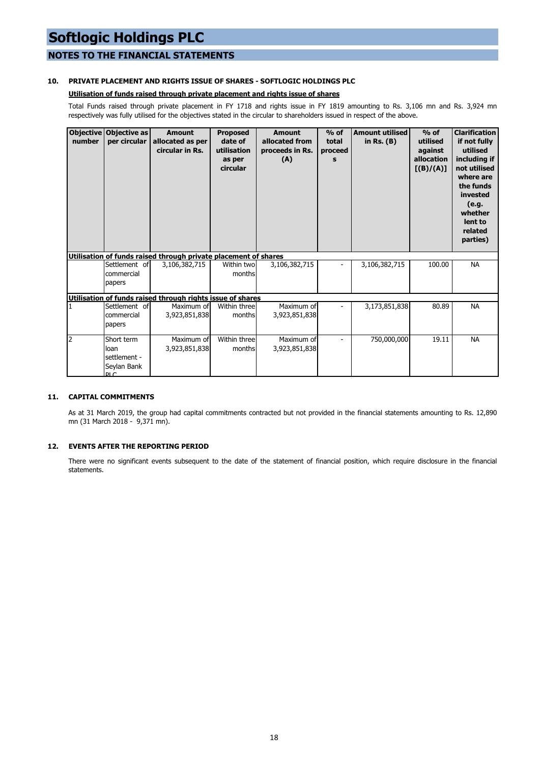# Softlogic Holdings PLC

## NOTES TO THE FINANCIAL STATEMENTS

### 10. PRIVATE PLACEMENT AND RIGHTS ISSUE OF SHARES - SOFTLOGIC HOLDINGS PLC

**Utilisation of funds raised through private placement and rights issue of shares**

Total Funds raised through private placement in FY 1718 and rights issue in FY 1819 amounting to Rs. 3,106 mn and Rs. 3,924 mn respectively was fully utilised for the objectives stated in the circular to shareholders issued in respect of the above.

| Objective number | Objective as per circular | Amount allocated as per circular in Rs. | Proposed date of utilisation as per circular | Amount allocated from proceeds in Rs. (A) | % of total proceeds | Amount utilised in Rs. (B) | % of utilised against allocation [(B)/(A)] | Clarification if not fully utilised including if not utilised where are the funds invested (e.g. whether lent to related parties) |
|---|---|---|---|---|---|---|---|---|
| **Utilisation of funds raised through private placement of shares** | | | | | | | | |
| | Settlement of commercial papers | 3,106,382,715 | Within two months | 3,106,382,715 | - | 3,106,382,715 | 100.00 | NA |
| **Utilisation of funds raised through rights issue of shares** | | | | | | | | |
| 1 | Settlement of commercial papers | Maximum of 3,923,851,838 | Within three months | Maximum of 3,923,851,838 | - | 3,173,851,838 | 80.89 | NA |
| 2 | Short term loan settlement - Seylan Bank PLC | Maximum of 3,923,851,838 | Within three months | Maximum of 3,923,851,838 | - | 750,000,000 | 19.11 | NA |

### 11. CAPITAL COMMITMENTS

As at 31 March 2019, the group had capital commitments contracted but not provided in the financial statements amounting to Rs. 12,890 mn (31 March 2018 - 9,371 mn).

### 12. EVENTS AFTER THE REPORTING PERIOD

There were no significant events subsequent to the date of the statement of financial position, which require disclosure in the financial statements.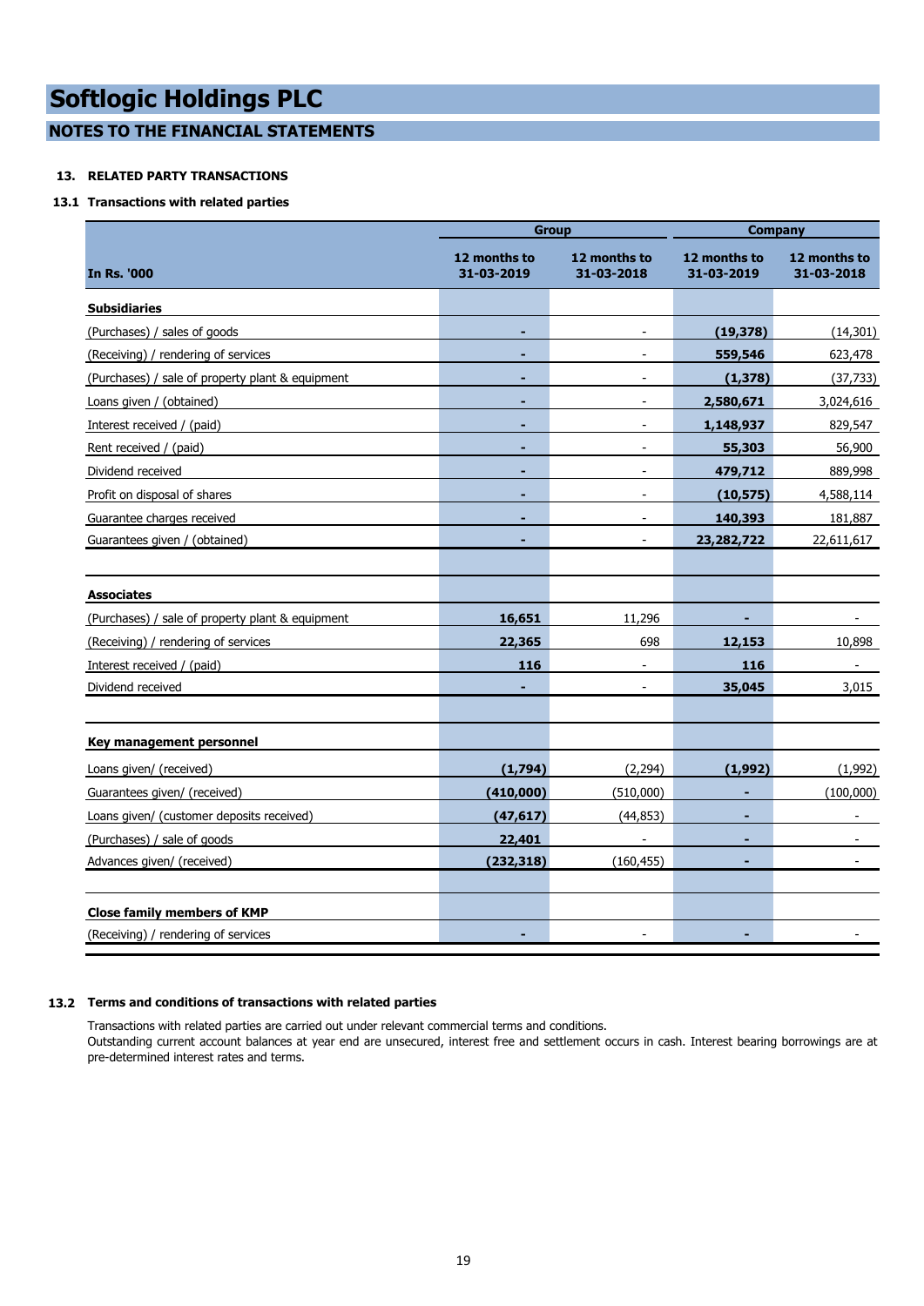# Softlogic Holdings PLC

## NOTES TO THE FINANCIAL STATEMENTS

### 13. RELATED PARTY TRANSACTIONS

### 13.1 Transactions with related parties

| In Rs. '000 | Group | | Company | |
|---|---|---|---|---|
| | 12 months to 31-03-2019 | 12 months to 31-03-2018 | 12 months to 31-03-2019 | 12 months to 31-03-2018 |
| **Subsidiaries** | | | | |
| (Purchases) / sales of goods | - | - | (19,378) | (14,301) |
| (Receiving) / rendering of services | - | - | 559,546 | 623,478 |
| (Purchases) / sale of property plant & equipment | - | - | (1,378) | (37,733) |
| Loans given / (obtained) | - | - | 2,580,671 | 3,024,616 |
| Interest received / (paid) | - | - | 1,148,937 | 829,547 |
| Rent received / (paid) | - | - | 55,303 | 56,900 |
| Dividend received | - | - | 479,712 | 889,998 |
| Profit on disposal of shares | - | - | (10,575) | 4,588,114 |
| Guarantee charges received | - | - | 140,393 | 181,887 |
| Guarantees given / (obtained) | - | - | 23,282,722 | 22,611,617 |
| | | | | |
| **Associates** | | | | |
| (Purchases) / sale of property plant & equipment | 16,651 | 11,296 | - | - |
| (Receiving) / rendering of services | 22,365 | 698 | 12,153 | 10,898 |
| Interest received / (paid) | 116 | - | 116 | - |
| Dividend received | - | - | 35,045 | 3,015 |
| | | | | |
| **Key management personnel** | | | | |
| Loans given/ (received) | (1,794) | (2,294) | (1,992) | (1,992) |
| Guarantees given/ (received) | (410,000) | (510,000) | - | (100,000) |
| Loans given/ (customer deposits received) | (47,617) | (44,853) | - | - |
| (Purchases) / sale of goods | 22,401 | - | - | - |
| Advances given/ (received) | (232,318) | (160,455) | - | - |
| | | | | |
| **Close family members of KMP** | | | | |
| (Receiving) / rendering of services | - | - | - | - |

### 13.2 Terms and conditions of transactions with related parties

Transactions with related parties are carried out under relevant commercial terms and conditions.
Outstanding current account balances at year end are unsecured, interest free and settlement occurs in cash. Interest bearing borrowings are at pre-determined interest rates and terms.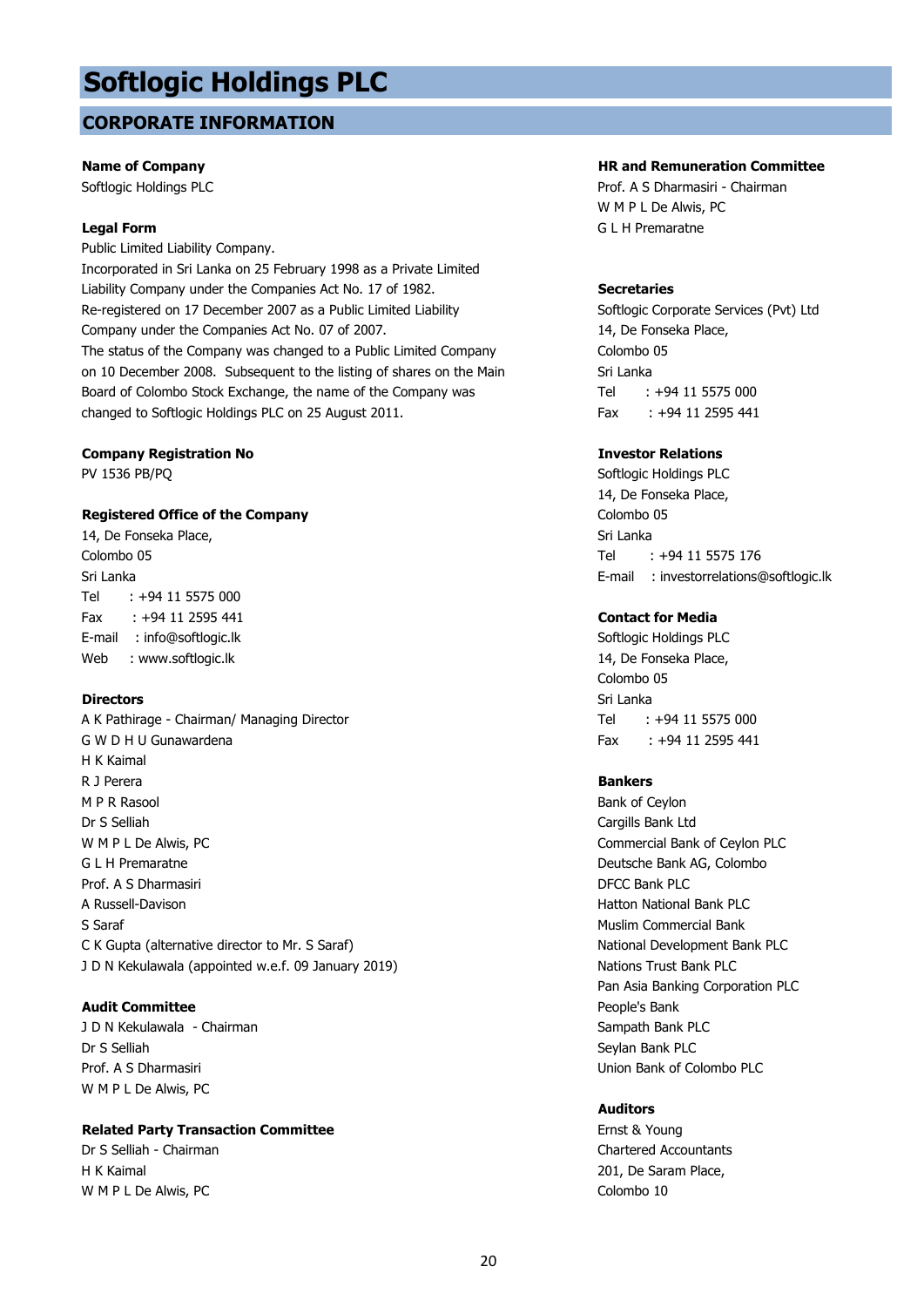# Softlogic Holdings PLC

## CORPORATE INFORMATION

**Name of Company**
Softlogic Holdings PLC

**Legal Form**
Public Limited Liability Company.
Incorporated in Sri Lanka on 25 February 1998 as a Private Limited Liability Company under the Companies Act No. 17 of 1982.
Re-registered on 17 December 2007 as a Public Limited Liability Company under the Companies Act No. 07 of 2007.
The status of the Company was changed to a Public Limited Company on 10 December 2008. Subsequent to the listing of shares on the Main Board of Colombo Stock Exchange, the name of the Company was changed to Softlogic Holdings PLC on 25 August 2011.

**Company Registration No**
PV 1536 PB/PQ

**Registered Office of the Company**
14, De Fonseka Place,
Colombo 05
Sri Lanka
Tel : +94 11 5575 000
Fax : +94 11 2595 441
E-mail : info@softlogic.lk
Web : www.softlogic.lk

**Directors**
A K Pathirage - Chairman/ Managing Director
G W D H U Gunawardena
H K Kaimal
R J Perera
M P R Rasool
Dr S Selliah
W M P L De Alwis, PC
G L H Premaratne
Prof. A S Dharmasiri
A Russell-Davison
S Saraf
C K Gupta (alternative director to Mr. S Saraf)
J D N Kekulawala (appointed w.e.f. 09 January 2019)

**Audit Committee**
J D N Kekulawala - Chairman
Dr S Selliah
Prof. A S Dharmasiri
W M P L De Alwis, PC

**Related Party Transaction Committee**
Dr S Selliah - Chairman
H K Kaimal
W M P L De Alwis, PC

**HR and Remuneration Committee**
Prof. A S Dharmasiri - Chairman
W M P L De Alwis, PC
G L H Premaratne

**Secretaries**
Softlogic Corporate Services (Pvt) Ltd
14, De Fonseka Place,
Colombo 05
Sri Lanka
Tel : +94 11 5575 000
Fax : +94 11 2595 441

**Investor Relations**
Softlogic Holdings PLC
14, De Fonseka Place,
Colombo 05
Sri Lanka
Tel : +94 11 5575 176
E-mail : investorrelations@softlogic.lk

**Contact for Media**
Softlogic Holdings PLC
14, De Fonseka Place,
Colombo 05
Sri Lanka
Tel : +94 11 5575 000
Fax : +94 11 2595 441

**Bankers**
Bank of Ceylon
Cargills Bank Ltd
Commercial Bank of Ceylon PLC
Deutsche Bank AG, Colombo
DFCC Bank PLC
Hatton National Bank PLC
Muslim Commercial Bank
National Development Bank PLC
Nations Trust Bank PLC
Pan Asia Banking Corporation PLC
People's Bank
Sampath Bank PLC
Seylan Bank PLC
Union Bank of Colombo PLC

**Auditors**
Ernst & Young
Chartered Accountants
201, De Saram Place,
Colombo 10